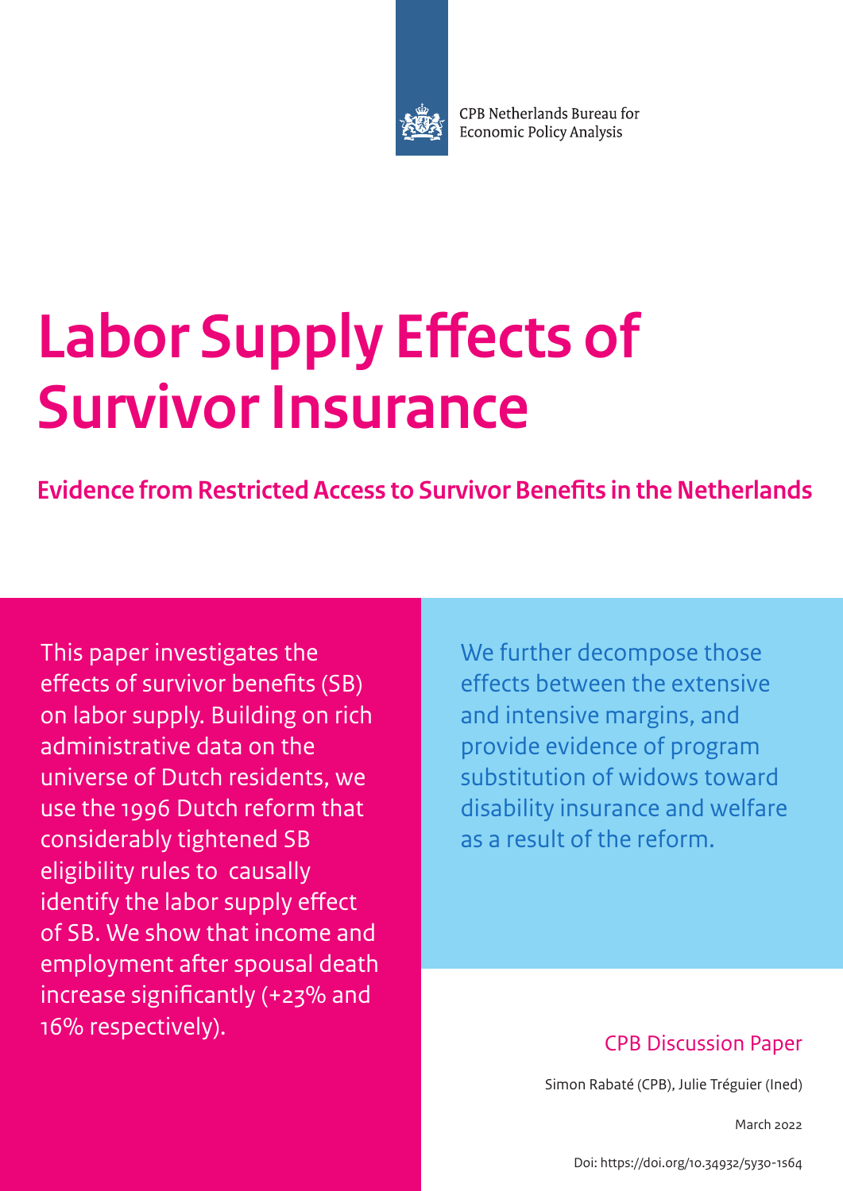CPB Netherlands Bureau for Economic Policy Analysis

# Labor Supply Effects of Survivor Insurance

## Evidence from Restricted Access to Survivor Benefits in the Netherlands

This paper investigates the effects of survivor benefits (SB) on labor supply. Building on rich administrative data on the universe of Dutch residents, we use the 1996 Dutch reform that considerably tightened SB eligibility rules to causally identify the labor supply effect of SB. We show that income and employment after spousal death increase significantly (+23% and 16% respectively).

We further decompose those effects between the extensive and intensive margins, and provide evidence of program substitution of widows toward disability insurance and welfare as a result of the reform.

CPB Discussion Paper

Simon Rabaté (CPB), Julie Tréguier (Ined)

March 2022

Doi: https://doi.org/10.34932/5y30-1s64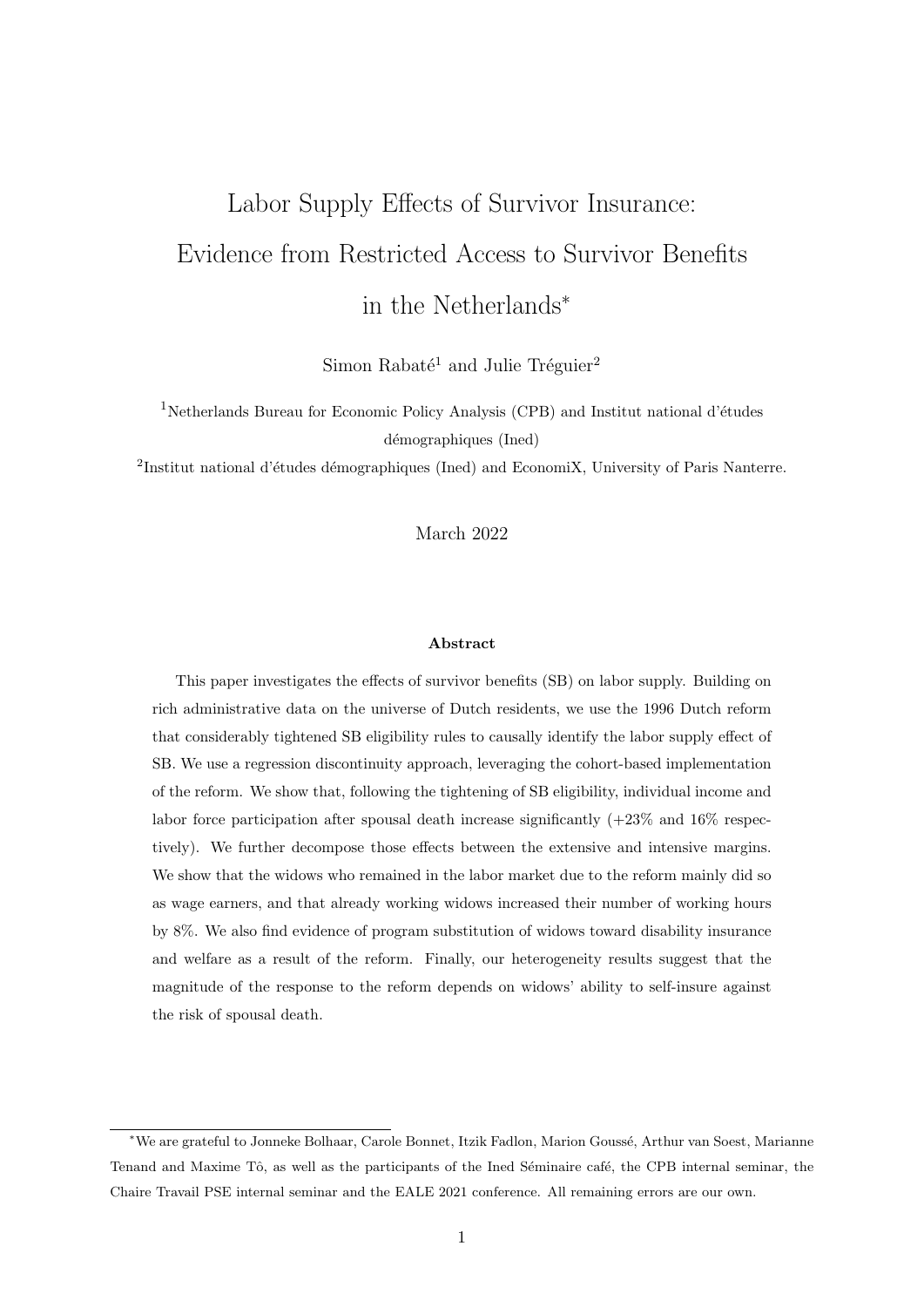# Labor Supply Effects of Survivor Insurance: Evidence from Restricted Access to Survivor Benefits in the Netherlands*

Simon Rabaté[1] and Julie Tréguier[2]

[1]Netherlands Bureau for Economic Policy Analysis (CPB) and Institut national d'études démographiques (Ined)

[2]Institut national d'études démographiques (Ined) and EconomiX, University of Paris Nanterre.

March 2022

**Abstract**

This paper investigates the effects of survivor benefits (SB) on labor supply. Building on rich administrative data on the universe of Dutch residents, we use the 1996 Dutch reform that considerably tightened SB eligibility rules to causally identify the labor supply effect of SB. We use a regression discontinuity approach, leveraging the cohort-based implementation of the reform. We show that, following the tightening of SB eligibility, individual income and labor force participation after spousal death increase significantly (+23% and 16% respectively). We further decompose those effects between the extensive and intensive margins. We show that the widows who remained in the labor market due to the reform mainly did so as wage earners, and that already working widows increased their number of working hours by 8%. We also find evidence of program substitution of widows toward disability insurance and welfare as a result of the reform. Finally, our heterogeneity results suggest that the magnitude of the response to the reform depends on widows' ability to self-insure against the risk of spousal death.

*We are grateful to Jonneke Bolhaar, Carole Bonnet, Itzik Fadlon, Marion Goussé, Arthur van Soest, Marianne Tenand and Maxime Tô, as well as the participants of the Ined Séminaire café, the CPB internal seminar, the Chaire Travail PSE internal seminar and the EALE 2021 conference. All remaining errors are our own.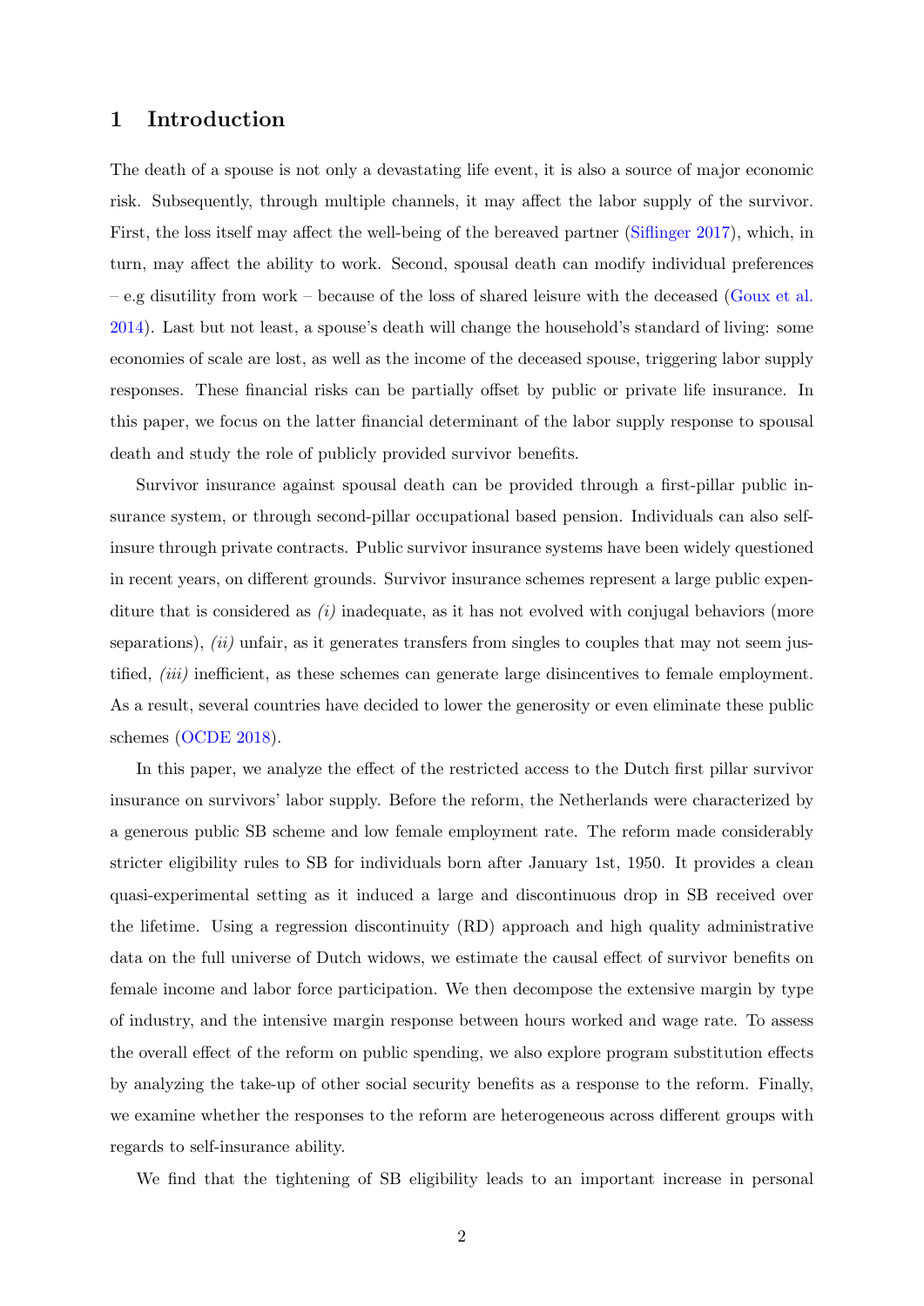## 1 Introduction

The death of a spouse is not only a devastating life event, it is also a source of major economic risk. Subsequently, through multiple channels, it may affect the labor supply of the survivor. First, the loss itself may affect the well-being of the bereaved partner (Siflinger 2017), which, in turn, may affect the ability to work. Second, spousal death can modify individual preferences – e.g disutility from work – because of the loss of shared leisure with the deceased (Goux et al. 2014). Last but not least, a spouse's death will change the household's standard of living: some economies of scale are lost, as well as the income of the deceased spouse, triggering labor supply responses. These financial risks can be partially offset by public or private life insurance. In this paper, we focus on the latter financial determinant of the labor supply response to spousal death and study the role of publicly provided survivor benefits.

Survivor insurance against spousal death can be provided through a first-pillar public insurance system, or through second-pillar occupational based pension. Individuals can also self-insure through private contracts. Public survivor insurance systems have been widely questioned in recent years, on different grounds. Survivor insurance schemes represent a large public expenditure that is considered as *(i)* inadequate, as it has not evolved with conjugal behaviors (more separations), *(ii)* unfair, as it generates transfers from singles to couples that may not seem justified, *(iii)* inefficient, as these schemes can generate large disincentives to female employment. As a result, several countries have decided to lower the generosity or even eliminate these public schemes (OCDE 2018).

In this paper, we analyze the effect of the restricted access to the Dutch first pillar survivor insurance on survivors' labor supply. Before the reform, the Netherlands were characterized by a generous public SB scheme and low female employment rate. The reform made considerably stricter eligibility rules to SB for individuals born after January 1st, 1950. It provides a clean quasi-experimental setting as it induced a large and discontinuous drop in SB received over the lifetime. Using a regression discontinuity (RD) approach and high quality administrative data on the full universe of Dutch widows, we estimate the causal effect of survivor benefits on female income and labor force participation. We then decompose the extensive margin by type of industry, and the intensive margin response between hours worked and wage rate. To assess the overall effect of the reform on public spending, we also explore program substitution effects by analyzing the take-up of other social security benefits as a response to the reform. Finally, we examine whether the responses to the reform are heterogeneous across different groups with regards to self-insurance ability.

We find that the tightening of SB eligibility leads to an important increase in personal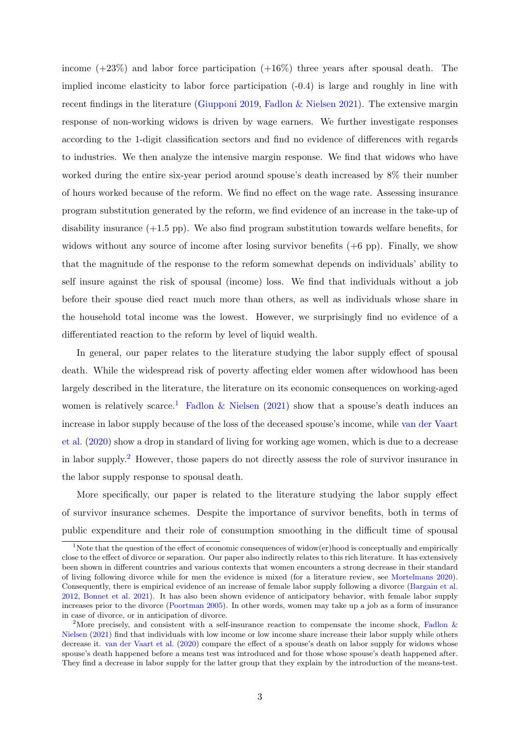income (+23%) and labor force participation (+16%) three years after spousal death. The implied income elasticity to labor force participation (-0.4) is large and roughly in line with recent findings in the literature (Giupponi 2019, Fadlon & Nielsen 2021). The extensive margin response of non-working widows is driven by wage earners. We further investigate responses according to the 1-digit classification sectors and find no evidence of differences with regards to industries. We then analyze the intensive margin response. We find that widows who have worked during the entire six-year period around spouse's death increased by 8% their number of hours worked because of the reform. We find no effect on the wage rate. Assessing insurance program substitution generated by the reform, we find evidence of an increase in the take-up of disability insurance (+1.5 pp). We also find program substitution towards welfare benefits, for widows without any source of income after losing survivor benefits (+6 pp). Finally, we show that the magnitude of the response to the reform somewhat depends on individuals' ability to self insure against the risk of spousal (income) loss. We find that individuals without a job before their spouse died react much more than others, as well as individuals whose share in the household total income was the lowest. However, we surprisingly find no evidence of a differentiated reaction to the reform by level of liquid wealth.

In general, our paper relates to the literature studying the labor supply effect of spousal death. While the widespread risk of poverty affecting elder women after widowhood has been largely described in the literature, the literature on its economic consequences on working-aged women is relatively scarce.[1] Fadlon & Nielsen (2021) show that a spouse's death induces an increase in labor supply because of the loss of the deceased spouse's income, while van der Vaart et al. (2020) show a drop in standard of living for working age women, which is due to a decrease in labor supply.[2] However, those papers do not directly assess the role of survivor insurance in the labor supply response to spousal death.

More specifically, our paper is related to the literature studying the labor supply effect of survivor insurance schemes. Despite the importance of survivor benefits, both in terms of public expenditure and their role of consumption smoothing in the difficult time of spousal

[1] Note that the question of the effect of economic consequences of widow(er)hood is conceptually and empirically close to the effect of divorce or separation. Our paper also indirectly relates to this rich literature. It has extensively been shown in different countries and various contexts that women encounters a strong decrease in their standard of living following divorce while for men the evidence is mixed (for a literature review, see Mortelmans 2020). Consequently, there is empirical evidence of an increase of female labor supply following a divorce (Bargain et al. 2012, Bonnet et al. 2021). It has also been shown evidence of anticipatory behavior, with female labor supply increases prior to the divorce (Poortman 2005). In other words, women may take up a job as a form of insurance in case of divorce, or in anticipation of divorce.

[2] More precisely, and consistent with a self-insurance reaction to compensate the income shock, Fadlon & Nielsen (2021) find that individuals with low income or low income share increase their labor supply while others decrease it. van der Vaart et al. (2020) compare the effect of a spouse's death on labor supply for widows whose spouse's death happened before a means test was introduced and for those whose spouse's death happened after. They find a decrease in labor supply for the latter group that they explain by the introduction of the means-test.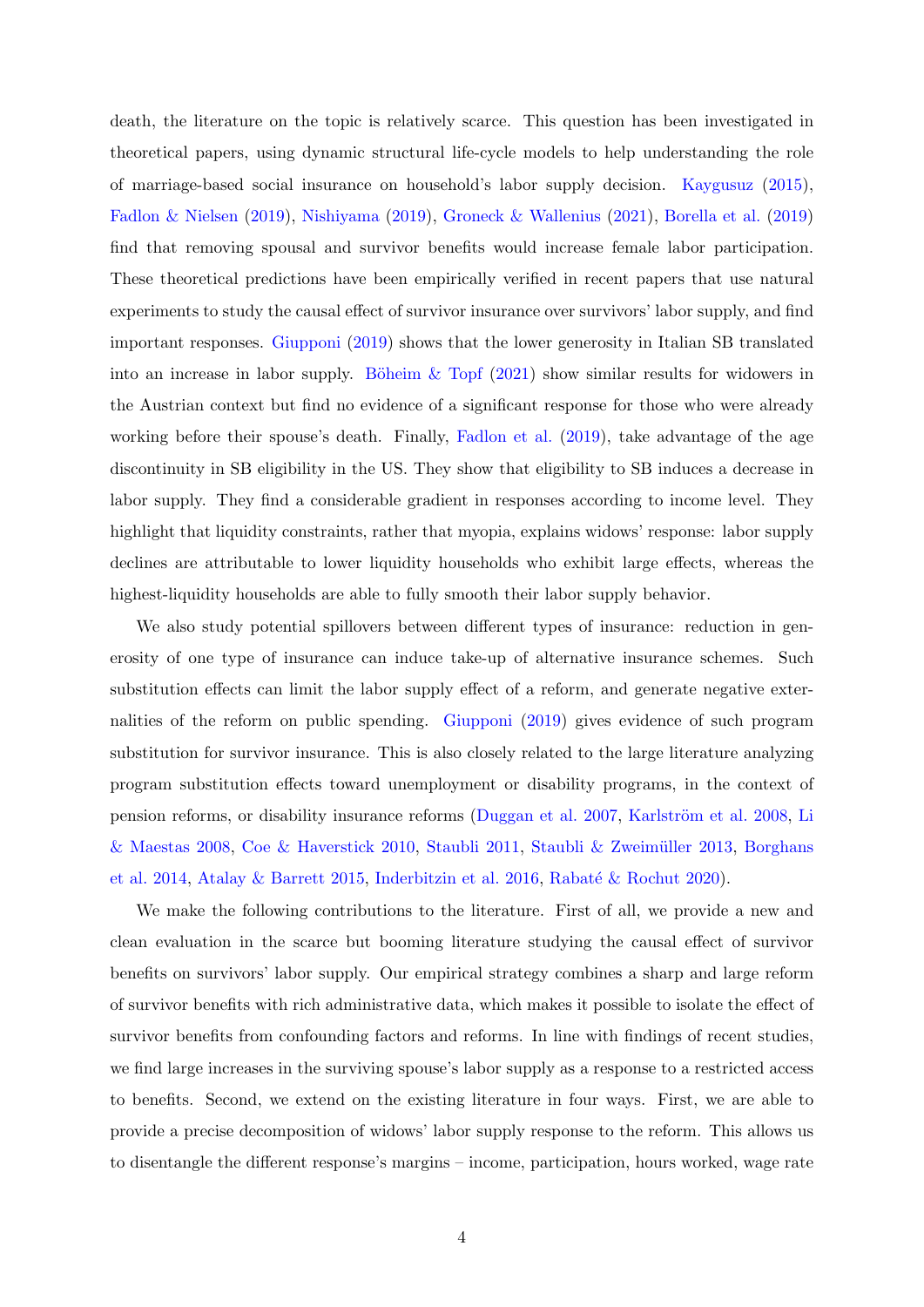death, the literature on the topic is relatively scarce. This question has been investigated in theoretical papers, using dynamic structural life-cycle models to help understanding the role of marriage-based social insurance on household's labor supply decision. Kaygusuz (2015), Fadlon & Nielsen (2019), Nishiyama (2019), Groneck & Wallenius (2021), Borella et al. (2019) find that removing spousal and survivor benefits would increase female labor participation. These theoretical predictions have been empirically verified in recent papers that use natural experiments to study the causal effect of survivor insurance over survivors' labor supply, and find important responses. Giupponi (2019) shows that the lower generosity in Italian SB translated into an increase in labor supply. Böheim & Topf (2021) show similar results for widowers in the Austrian context but find no evidence of a significant response for those who were already working before their spouse's death. Finally, Fadlon et al. (2019), take advantage of the age discontinuity in SB eligibility in the US. They show that eligibility to SB induces a decrease in labor supply. They find a considerable gradient in responses according to income level. They highlight that liquidity constraints, rather that myopia, explains widows' response: labor supply declines are attributable to lower liquidity households who exhibit large effects, whereas the highest-liquidity households are able to fully smooth their labor supply behavior.

We also study potential spillovers between different types of insurance: reduction in generosity of one type of insurance can induce take-up of alternative insurance schemes. Such substitution effects can limit the labor supply effect of a reform, and generate negative externalities of the reform on public spending. Giupponi (2019) gives evidence of such program substitution for survivor insurance. This is also closely related to the large literature analyzing program substitution effects toward unemployment or disability programs, in the context of pension reforms, or disability insurance reforms (Duggan et al. 2007, Karlström et al. 2008, Li & Maestas 2008, Coe & Haverstick 2010, Staubli 2011, Staubli & Zweimüller 2013, Borghans et al. 2014, Atalay & Barrett 2015, Inderbitzin et al. 2016, Rabaté & Rochut 2020).

We make the following contributions to the literature. First of all, we provide a new and clean evaluation in the scarce but booming literature studying the causal effect of survivor benefits on survivors' labor supply. Our empirical strategy combines a sharp and large reform of survivor benefits with rich administrative data, which makes it possible to isolate the effect of survivor benefits from confounding factors and reforms. In line with findings of recent studies, we find large increases in the surviving spouse's labor supply as a response to a restricted access to benefits. Second, we extend on the existing literature in four ways. First, we are able to provide a precise decomposition of widows' labor supply response to the reform. This allows us to disentangle the different response's margins – income, participation, hours worked, wage rate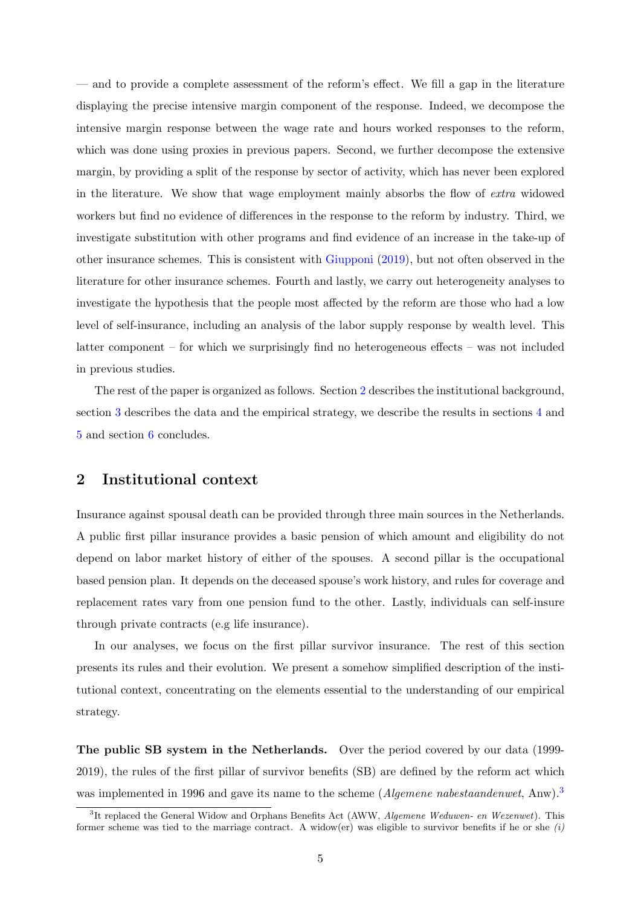— and to provide a complete assessment of the reform's effect. We fill a gap in the literature displaying the precise intensive margin component of the response. Indeed, we decompose the intensive margin response between the wage rate and hours worked responses to the reform, which was done using proxies in previous papers. Second, we further decompose the extensive margin, by providing a split of the response by sector of activity, which has never been explored in the literature. We show that wage employment mainly absorbs the flow of *extra* widowed workers but find no evidence of differences in the response to the reform by industry. Third, we investigate substitution with other programs and find evidence of an increase in the take-up of other insurance schemes. This is consistent with Giupponi (2019), but not often observed in the literature for other insurance schemes. Fourth and lastly, we carry out heterogeneity analyses to investigate the hypothesis that the people most affected by the reform are those who had a low level of self-insurance, including an analysis of the labor supply response by wealth level. This latter component – for which we surprisingly find no heterogeneous effects – was not included in previous studies.

The rest of the paper is organized as follows. Section 2 describes the institutional background, section 3 describes the data and the empirical strategy, we describe the results in sections 4 and 5 and section 6 concludes.

## 2 Institutional context

Insurance against spousal death can be provided through three main sources in the Netherlands. A public first pillar insurance provides a basic pension of which amount and eligibility do not depend on labor market history of either of the spouses. A second pillar is the occupational based pension plan. It depends on the deceased spouse's work history, and rules for coverage and replacement rates vary from one pension fund to the other. Lastly, individuals can self-insure through private contracts (e.g life insurance).

In our analyses, we focus on the first pillar survivor insurance. The rest of this section presents its rules and their evolution. We present a somehow simplified description of the institutional context, concentrating on the elements essential to the understanding of our empirical strategy.

**The public SB system in the Netherlands.** Over the period covered by our data (1999-2019), the rules of the first pillar of survivor benefits (SB) are defined by the reform act which was implemented in 1996 and gave its name to the scheme (*Algemene nabestaandenwet*, Anw).[3]

[3] It replaced the General Widow and Orphans Benefits Act (AWW, *Algemene Weduwen- en Wezenwet*). This former scheme was tied to the marriage contract. A widow(er) was eligible to survivor benefits if he or she *(i)*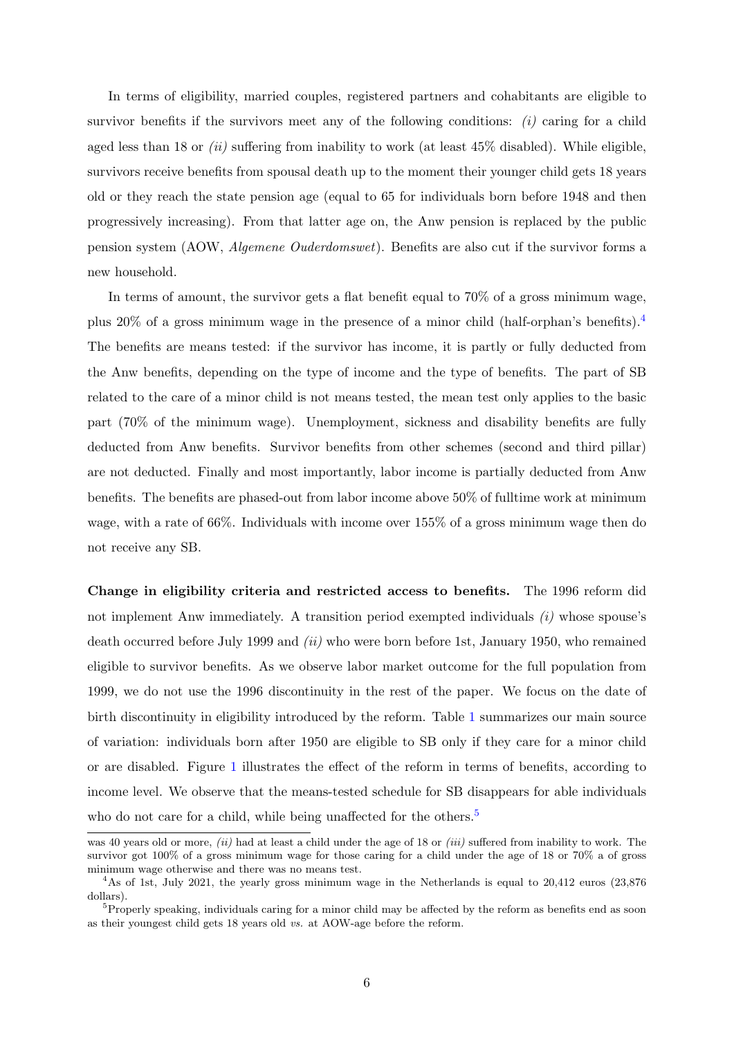In terms of eligibility, married couples, registered partners and cohabitants are eligible to survivor benefits if the survivors meet any of the following conditions: *(i)* caring for a child aged less than 18 or *(ii)* suffering from inability to work (at least 45% disabled). While eligible, survivors receive benefits from spousal death up to the moment their younger child gets 18 years old or they reach the state pension age (equal to 65 for individuals born before 1948 and then progressively increasing). From that latter age on, the Anw pension is replaced by the public pension system (AOW, *Algemene Ouderdomswet*). Benefits are also cut if the survivor forms a new household.

In terms of amount, the survivor gets a flat benefit equal to 70% of a gross minimum wage, plus 20% of a gross minimum wage in the presence of a minor child (half-orphan's benefits).[4] The benefits are means tested: if the survivor has income, it is partly or fully deducted from the Anw benefits, depending on the type of income and the type of benefits. The part of SB related to the care of a minor child is not means tested, the mean test only applies to the basic part (70% of the minimum wage). Unemployment, sickness and disability benefits are fully deducted from Anw benefits. Survivor benefits from other schemes (second and third pillar) are not deducted. Finally and most importantly, labor income is partially deducted from Anw benefits. The benefits are phased-out from labor income above 50% of fulltime work at minimum wage, with a rate of 66%. Individuals with income over 155% of a gross minimum wage then do not receive any SB.

**Change in eligibility criteria and restricted access to benefits.** The 1996 reform did not implement Anw immediately. A transition period exempted individuals *(i)* whose spouse's death occurred before July 1999 and *(ii)* who were born before 1st, January 1950, who remained eligible to survivor benefits. As we observe labor market outcome for the full population from 1999, we do not use the 1996 discontinuity in the rest of the paper. We focus on the date of birth discontinuity in eligibility introduced by the reform. Table 1 summarizes our main source of variation: individuals born after 1950 are eligible to SB only if they care for a minor child or are disabled. Figure 1 illustrates the effect of the reform in terms of benefits, according to income level. We observe that the means-tested schedule for SB disappears for able individuals who do not care for a child, while being unaffected for the others.[5]

---

was 40 years old or more, *(ii)* had at least a child under the age of 18 or *(iii)* suffered from inability to work. The survivor got 100% of a gross minimum wage for those caring for a child under the age of 18 or 70% a of gross minimum wage otherwise and there was no means test.

[4] As of 1st, July 2021, the yearly gross minimum wage in the Netherlands is equal to 20,412 euros (23,876 dollars).

[5] Properly speaking, individuals caring for a minor child may be affected by the reform as benefits end as soon as their youngest child gets 18 years old *vs.* at AOW-age before the reform.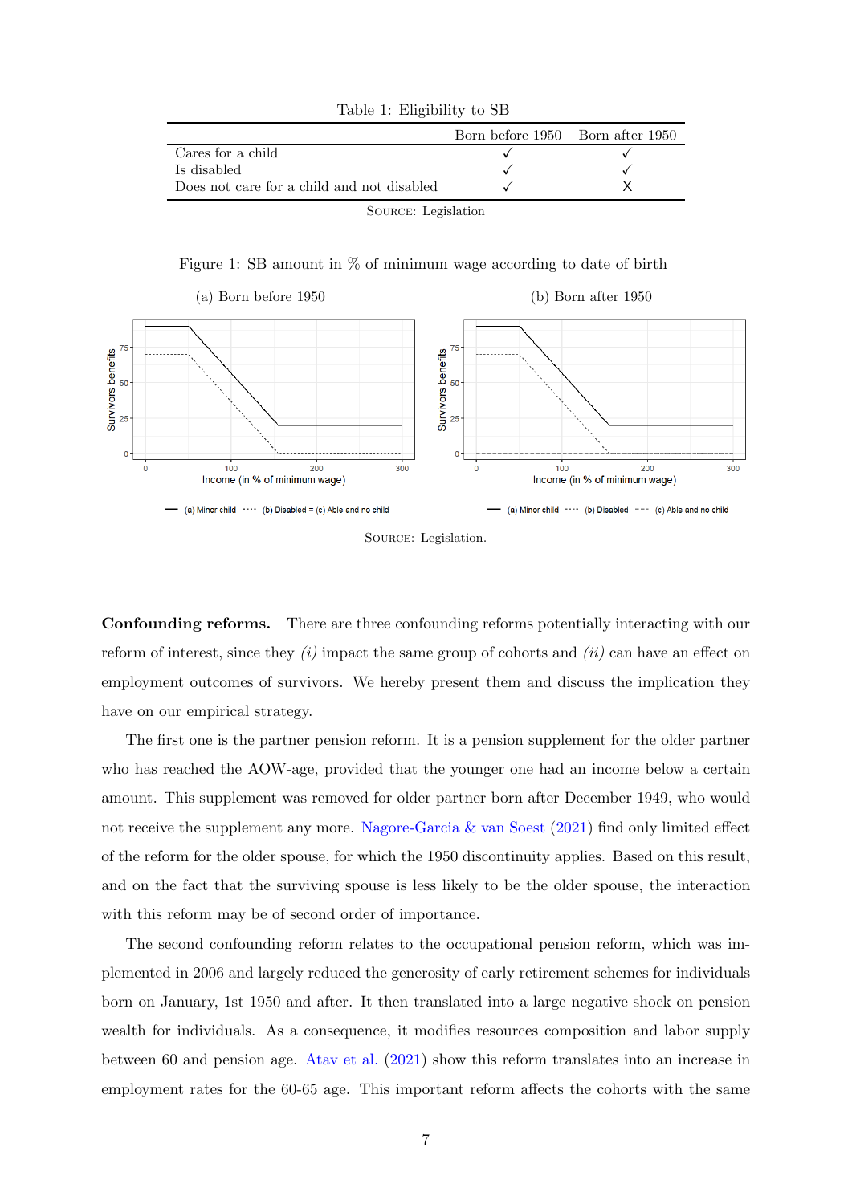Table 1: Eligibility to SB

| | Born before 1950 | Born after 1950 |
|---|---|---|
| Cares for a child | ✓ | ✓ |
| Is disabled | ✓ | ✓ |
| Does not care for a child and not disabled | ✓ | X |

SOURCE: Legislation

Figure 1: SB amount in % of minimum wage according to date of birth

(a) Born before 1950

(b) Born after 1950

SOURCE: Legislation.

**Confounding reforms.** There are three confounding reforms potentially interacting with our reform of interest, since they *(i)* impact the same group of cohorts and *(ii)* can have an effect on employment outcomes of survivors. We hereby present them and discuss the implication they have on our empirical strategy.

The first one is the partner pension reform. It is a pension supplement for the older partner who has reached the AOW-age, provided that the younger one had an income below a certain amount. This supplement was removed for older partner born after December 1949, who would not receive the supplement any more. Nagore-Garcia & van Soest (2021) find only limited effect of the reform for the older spouse, for which the 1950 discontinuity applies. Based on this result, and on the fact that the surviving spouse is less likely to be the older spouse, the interaction with this reform may be of second order of importance.

The second confounding reform relates to the occupational pension reform, which was implemented in 2006 and largely reduced the generosity of early retirement schemes for individuals born on January, 1st 1950 and after. It then translated into a large negative shock on pension wealth for individuals. As a consequence, it modifies resources composition and labor supply between 60 and pension age. Atav et al. (2021) show this reform translates into an increase in employment rates for the 60-65 age. This important reform affects the cohorts with the same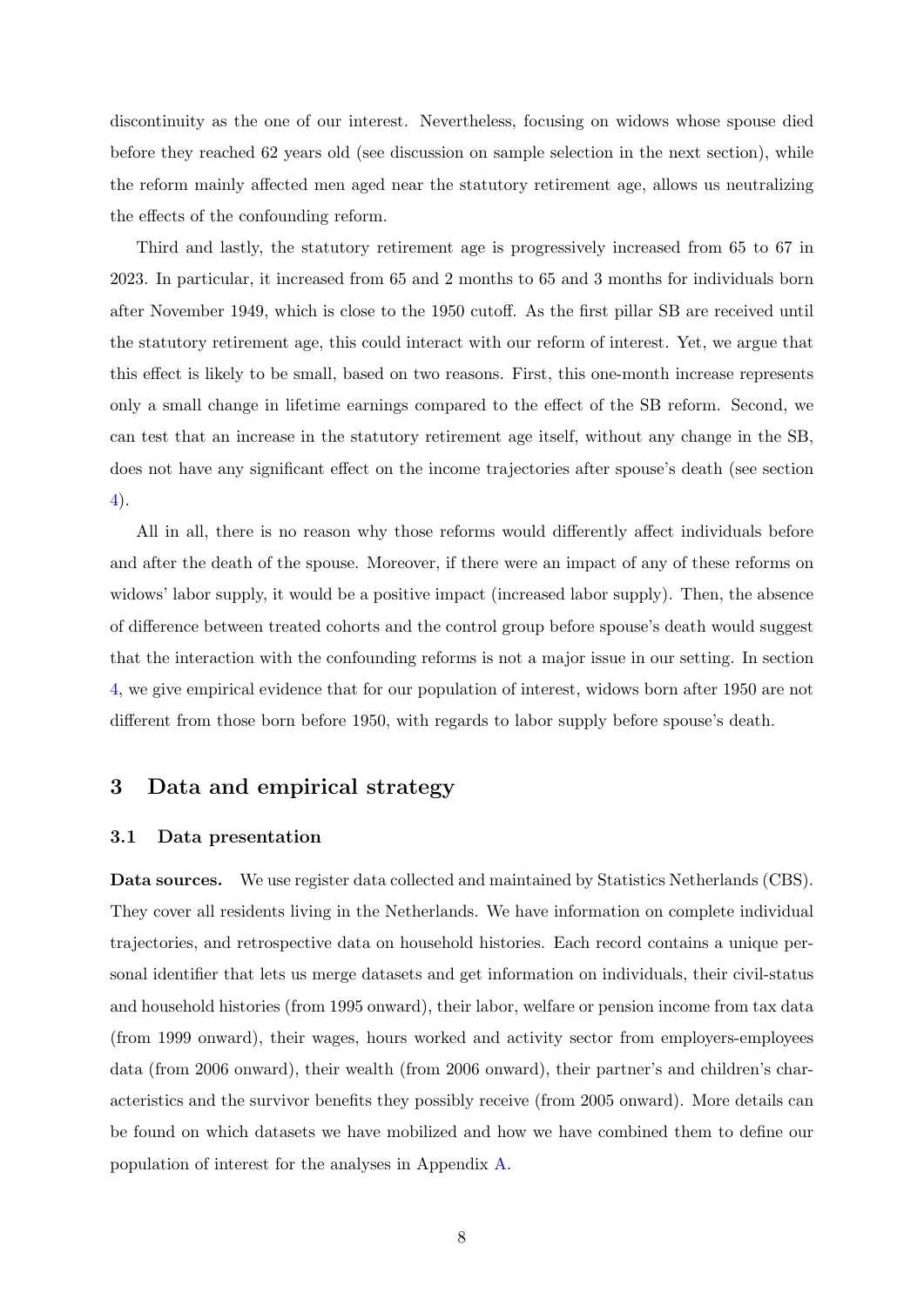discontinuity as the one of our interest. Nevertheless, focusing on widows whose spouse died before they reached 62 years old (see discussion on sample selection in the next section), while the reform mainly affected men aged near the statutory retirement age, allows us neutralizing the effects of the confounding reform.

Third and lastly, the statutory retirement age is progressively increased from 65 to 67 in 2023. In particular, it increased from 65 and 2 months to 65 and 3 months for individuals born after November 1949, which is close to the 1950 cutoff. As the first pillar SB are received until the statutory retirement age, this could interact with our reform of interest. Yet, we argue that this effect is likely to be small, based on two reasons. First, this one-month increase represents only a small change in lifetime earnings compared to the effect of the SB reform. Second, we can test that an increase in the statutory retirement age itself, without any change in the SB, does not have any significant effect on the income trajectories after spouse's death (see section 4).

All in all, there is no reason why those reforms would differently affect individuals before and after the death of the spouse. Moreover, if there were an impact of any of these reforms on widows' labor supply, it would be a positive impact (increased labor supply). Then, the absence of difference between treated cohorts and the control group before spouse's death would suggest that the interaction with the confounding reforms is not a major issue in our setting. In section 4, we give empirical evidence that for our population of interest, widows born after 1950 are not different from those born before 1950, with regards to labor supply before spouse's death.

## 3 Data and empirical strategy

### 3.1 Data presentation

**Data sources.** We use register data collected and maintained by Statistics Netherlands (CBS). They cover all residents living in the Netherlands. We have information on complete individual trajectories, and retrospective data on household histories. Each record contains a unique personal identifier that lets us merge datasets and get information on individuals, their civil-status and household histories (from 1995 onward), their labor, welfare or pension income from tax data (from 1999 onward), their wages, hours worked and activity sector from employers-employees data (from 2006 onward), their wealth (from 2006 onward), their partner's and children's characteristics and the survivor benefits they possibly receive (from 2005 onward). More details can be found on which datasets we have mobilized and how we have combined them to define our population of interest for the analyses in Appendix A.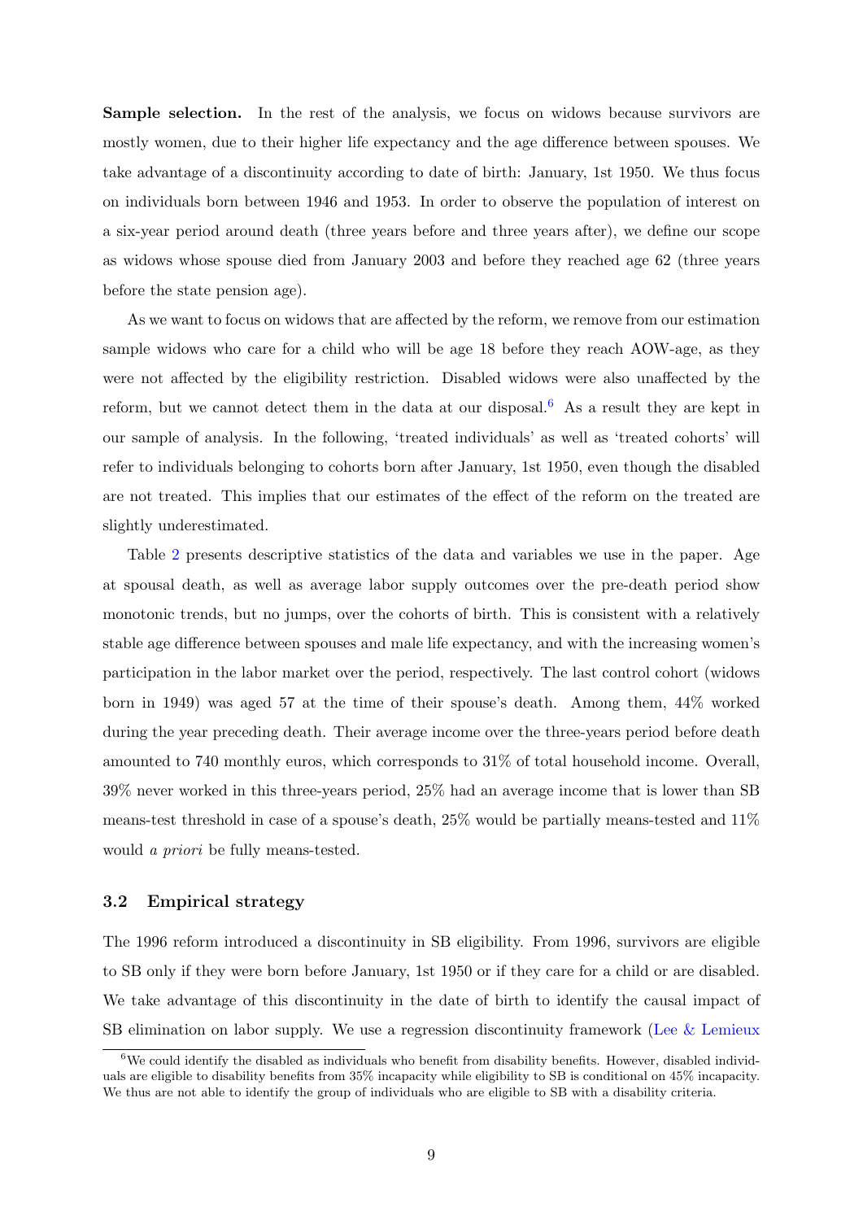**Sample selection.** In the rest of the analysis, we focus on widows because survivors are mostly women, due to their higher life expectancy and the age difference between spouses. We take advantage of a discontinuity according to date of birth: January, 1st 1950. We thus focus on individuals born between 1946 and 1953. In order to observe the population of interest on a six-year period around death (three years before and three years after), we define our scope as widows whose spouse died from January 2003 and before they reached age 62 (three years before the state pension age).

As we want to focus on widows that are affected by the reform, we remove from our estimation sample widows who care for a child who will be age 18 before they reach AOW-age, as they were not affected by the eligibility restriction. Disabled widows were also unaffected by the reform, but we cannot detect them in the data at our disposal.[6] As a result they are kept in our sample of analysis. In the following, 'treated individuals' as well as 'treated cohorts' will refer to individuals belonging to cohorts born after January, 1st 1950, even though the disabled are not treated. This implies that our estimates of the effect of the reform on the treated are slightly underestimated.

Table 2 presents descriptive statistics of the data and variables we use in the paper. Age at spousal death, as well as average labor supply outcomes over the pre-death period show monotonic trends, but no jumps, over the cohorts of birth. This is consistent with a relatively stable age difference between spouses and male life expectancy, and with the increasing women's participation in the labor market over the period, respectively. The last control cohort (widows born in 1949) was aged 57 at the time of their spouse's death. Among them, 44% worked during the year preceding death. Their average income over the three-years period before death amounted to 740 monthly euros, which corresponds to 31% of total household income. Overall, 39% never worked in this three-years period, 25% had an average income that is lower than SB means-test threshold in case of a spouse's death, 25% would be partially means-tested and 11% would *a priori* be fully means-tested.

### 3.2 Empirical strategy

The 1996 reform introduced a discontinuity in SB eligibility. From 1996, survivors are eligible to SB only if they were born before January, 1st 1950 or if they care for a child or are disabled. We take advantage of this discontinuity in the date of birth to identify the causal impact of SB elimination on labor supply. We use a regression discontinuity framework (Lee & Lemieux

[6] We could identify the disabled as individuals who benefit from disability benefits. However, disabled individuals are eligible to disability benefits from 35% incapacity while eligibility to SB is conditional on 45% incapacity. We thus are not able to identify the group of individuals who are eligible to SB with a disability criteria.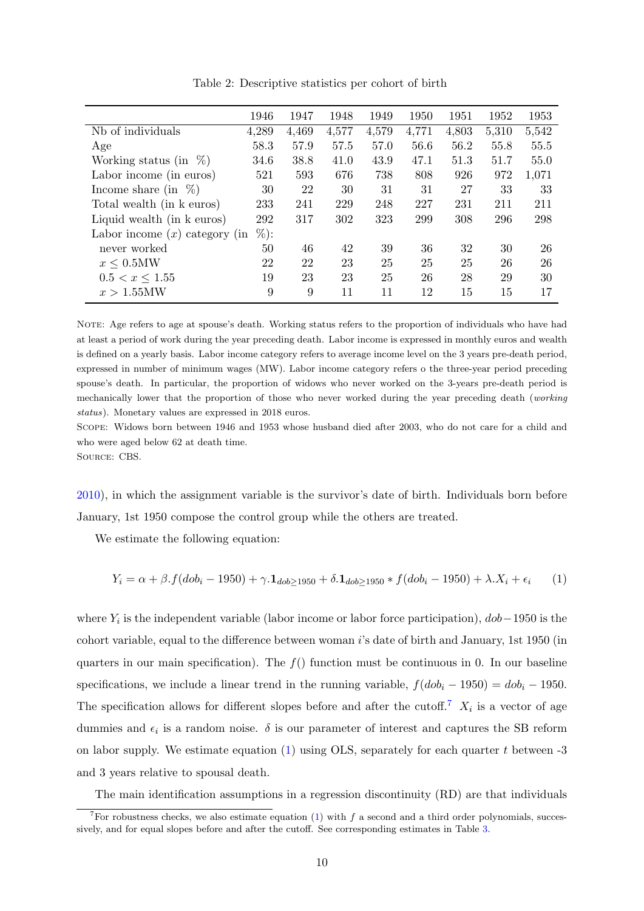Table 2: Descriptive statistics per cohort of birth

| | 1946 | 1947 | 1948 | 1949 | 1950 | 1951 | 1952 | 1953 |
|---|---|---|---|---|---|---|---|---|
| Nb of individuals | 4,289 | 4,469 | 4,577 | 4,579 | 4,771 | 4,803 | 5,310 | 5,542 |
| Age | 58.3 | 57.9 | 57.5 | 57.0 | 56.6 | 56.2 | 55.8 | 55.5 |
| Working status (in %) | 34.6 | 38.8 | 41.0 | 43.9 | 47.1 | 51.3 | 51.7 | 55.0 |
| Labor income (in euros) | 521 | 593 | 676 | 738 | 808 | 926 | 972 | 1,071 |
| Income share (in %) | 30 | 22 | 30 | 31 | 31 | 27 | 33 | 33 |
| Total wealth (in k euros) | 233 | 241 | 229 | 248 | 227 | 231 | 211 | 211 |
| Liquid wealth (in k euros) | 292 | 317 | 302 | 323 | 299 | 308 | 296 | 298 |
| Labor income ($x$) category (in %): | | | | | | | | |
| never worked | 50 | 46 | 42 | 39 | 36 | 32 | 30 | 26 |
| $x \leq 0.5$MW | 22 | 22 | 23 | 25 | 25 | 25 | 26 | 26 |
| $0.5 < x \leq 1.55$ | 19 | 23 | 23 | 25 | 26 | 28 | 29 | 30 |
| $x > 1.55$MW | 9 | 9 | 11 | 11 | 12 | 15 | 15 | 17 |

NOTE: Age refers to age at spouse's death. Working status refers to the proportion of individuals who have had at least a period of work during the year preceding death. Labor income is expressed in monthly euros and wealth is defined on a yearly basis. Labor income category refers to average income level on the 3 years pre-death period, expressed in number of minimum wages (MW). Labor income category refers o the three-year period preceding spouse's death. In particular, the proportion of widows who never worked on the 3-years pre-death period is mechanically lower that the proportion of those who never worked during the year preceding death (*working status*). Monetary values are expressed in 2018 euros.

SCOPE: Widows born between 1946 and 1953 whose husband died after 2003, who do not care for a child and who were aged below 62 at death time.

SOURCE: CBS.

2010), in which the assignment variable is the survivor's date of birth. Individuals born before January, 1st 1950 compose the control group while the others are treated.

We estimate the following equation:

$$Y_i = \alpha + \beta.f(dob_i - 1950) + \gamma.\mathbf{1}_{dob \geq 1950} + \delta.\mathbf{1}_{dob \geq 1950} * f(dob_i - 1950) + \lambda.X_i + \epsilon_i \qquad (1)$$

where $Y_i$ is the independent variable (labor income or labor force participation), $dob - 1950$ is the cohort variable, equal to the difference between woman $i$'s date of birth and January, 1st 1950 (in quarters in our main specification). The $f()$ function must be continuous in 0. In our baseline specifications, we include a linear trend in the running variable, $f(dob_i - 1950) = dob_i - 1950$. The specification allows for different slopes before and after the cutoff.[7] $X_i$ is a vector of age dummies and $\epsilon_i$ is a random noise. $\delta$ is our parameter of interest and captures the SB reform on labor supply. We estimate equation (1) using OLS, separately for each quarter $t$ between -3 and 3 years relative to spousal death.

The main identification assumptions in a regression discontinuity (RD) are that individuals

[7] For robustness checks, we also estimate equation (1) with $f$ a second and a third order polynomials, successively, and for equal slopes before and after the cutoff. See corresponding estimates in Table 3.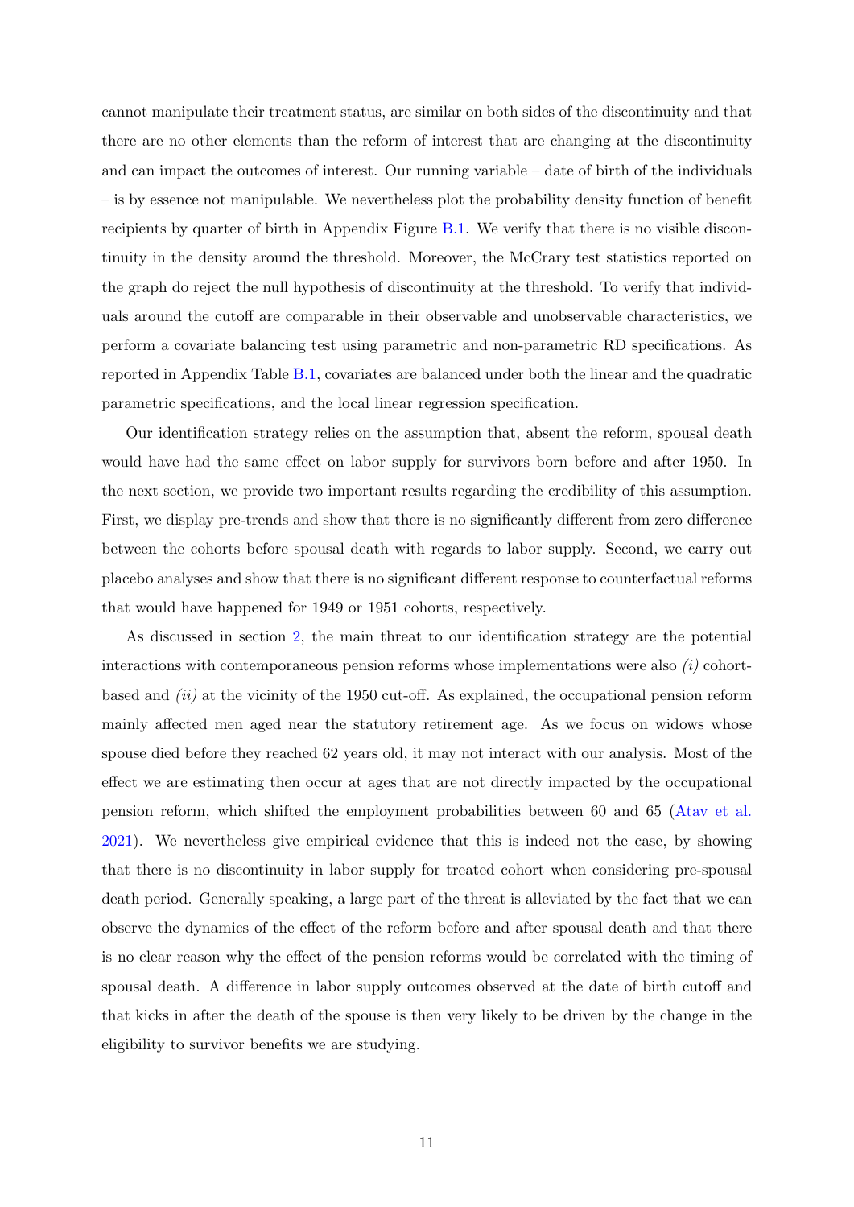cannot manipulate their treatment status, are similar on both sides of the discontinuity and that there are no other elements than the reform of interest that are changing at the discontinuity and can impact the outcomes of interest. Our running variable – date of birth of the individuals – is by essence not manipulable. We nevertheless plot the probability density function of benefit recipients by quarter of birth in Appendix Figure B.1. We verify that there is no visible discontinuity in the density around the threshold. Moreover, the McCrary test statistics reported on the graph do reject the null hypothesis of discontinuity at the threshold. To verify that individuals around the cutoff are comparable in their observable and unobservable characteristics, we perform a covariate balancing test using parametric and non-parametric RD specifications. As reported in Appendix Table B.1, covariates are balanced under both the linear and the quadratic parametric specifications, and the local linear regression specification.

Our identification strategy relies on the assumption that, absent the reform, spousal death would have had the same effect on labor supply for survivors born before and after 1950. In the next section, we provide two important results regarding the credibility of this assumption. First, we display pre-trends and show that there is no significantly different from zero difference between the cohorts before spousal death with regards to labor supply. Second, we carry out placebo analyses and show that there is no significant different response to counterfactual reforms that would have happened for 1949 or 1951 cohorts, respectively.

As discussed in section 2, the main threat to our identification strategy are the potential interactions with contemporaneous pension reforms whose implementations were also *(i)* cohort-based and *(ii)* at the vicinity of the 1950 cut-off. As explained, the occupational pension reform mainly affected men aged near the statutory retirement age. As we focus on widows whose spouse died before they reached 62 years old, it may not interact with our analysis. Most of the effect we are estimating then occur at ages that are not directly impacted by the occupational pension reform, which shifted the employment probabilities between 60 and 65 (Atav et al. 2021). We nevertheless give empirical evidence that this is indeed not the case, by showing that there is no discontinuity in labor supply for treated cohort when considering pre-spousal death period. Generally speaking, a large part of the threat is alleviated by the fact that we can observe the dynamics of the effect of the reform before and after spousal death and that there is no clear reason why the effect of the pension reforms would be correlated with the timing of spousal death. A difference in labor supply outcomes observed at the date of birth cutoff and that kicks in after the death of the spouse is then very likely to be driven by the change in the eligibility to survivor benefits we are studying.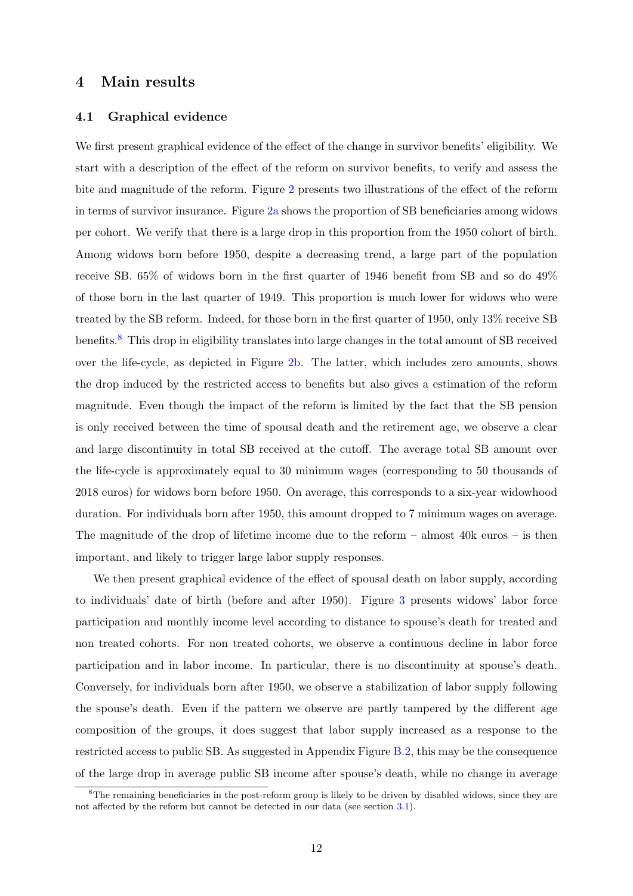## 4 Main results

### 4.1 Graphical evidence

We first present graphical evidence of the effect of the change in survivor benefits' eligibility. We start with a description of the effect of the reform on survivor benefits, to verify and assess the bite and magnitude of the reform. Figure 2 presents two illustrations of the effect of the reform in terms of survivor insurance. Figure 2a shows the proportion of SB beneficiaries among widows per cohort. We verify that there is a large drop in this proportion from the 1950 cohort of birth. Among widows born before 1950, despite a decreasing trend, a large part of the population receive SB. 65% of widows born in the first quarter of 1946 benefit from SB and so do 49% of those born in the last quarter of 1949. This proportion is much lower for widows who were treated by the SB reform. Indeed, for those born in the first quarter of 1950, only 13% receive SB benefits.[8] This drop in eligibility translates into large changes in the total amount of SB received over the life-cycle, as depicted in Figure 2b. The latter, which includes zero amounts, shows the drop induced by the restricted access to benefits but also gives a estimation of the reform magnitude. Even though the impact of the reform is limited by the fact that the SB pension is only received between the time of spousal death and the retirement age, we observe a clear and large discontinuity in total SB received at the cutoff. The average total SB amount over the life-cycle is approximately equal to 30 minimum wages (corresponding to 50 thousands of 2018 euros) for widows born before 1950. On average, this corresponds to a six-year widowhood duration. For individuals born after 1950, this amount dropped to 7 minimum wages on average. The magnitude of the drop of lifetime income due to the reform – almost 40k euros – is then important, and likely to trigger large labor supply responses.

We then present graphical evidence of the effect of spousal death on labor supply, according to individuals' date of birth (before and after 1950). Figure 3 presents widows' labor force participation and monthly income level according to distance to spouse's death for treated and non treated cohorts. For non treated cohorts, we observe a continuous decline in labor force participation and in labor income. In particular, there is no discontinuity at spouse's death. Conversely, for individuals born after 1950, we observe a stabilization of labor supply following the spouse's death. Even if the pattern we observe are partly tampered by the different age composition of the groups, it does suggest that labor supply increased as a response to the restricted access to public SB. As suggested in Appendix Figure B.2, this may be the consequence of the large drop in average public SB income after spouse's death, while no change in average

[8] The remaining beneficiaries in the post-reform group is likely to be driven by disabled widows, since they are not affected by the reform but cannot be detected in our data (see section 3.1).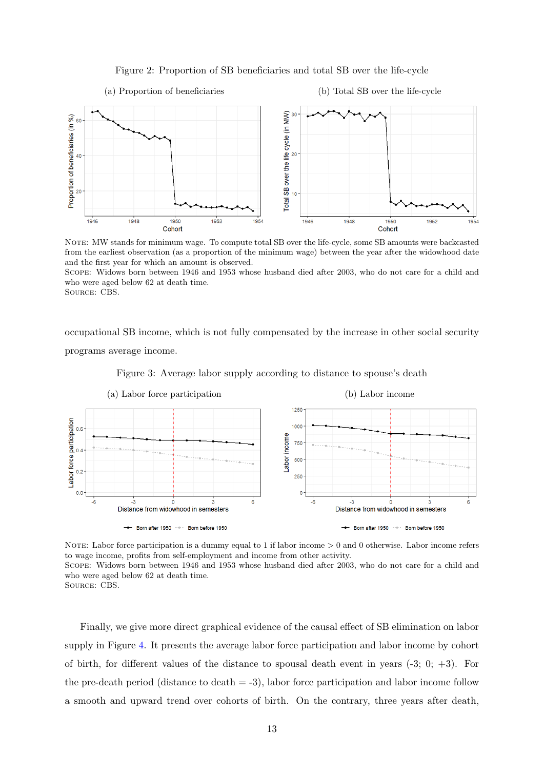Figure 2: Proportion of SB beneficiaries and total SB over the life-cycle

(a) Proportion of beneficiaries

(b) Total SB over the life-cycle

Note: MW stands for minimum wage. To compute total SB over the life-cycle, some SB amounts were backcasted from the earliest observation (as a proportion of the minimum wage) between the year after the widowhood date and the first year for which an amount is observed.
Scope: Widows born between 1946 and 1953 whose husband died after 2003, who do not care for a child and who were aged below 62 at death time.
Source: CBS.

occupational SB income, which is not fully compensated by the increase in other social security programs average income.

Figure 3: Average labor supply according to distance to spouse's death

(a) Labor force participation

(b) Labor income

Note: Labor force participation is a dummy equal to 1 if labor income > 0 and 0 otherwise. Labor income refers to wage income, profits from self-employment and income from other activity.
Scope: Widows born between 1946 and 1953 whose husband died after 2003, who do not care for a child and who were aged below 62 at death time.
Source: CBS.

Finally, we give more direct graphical evidence of the causal effect of SB elimination on labor supply in Figure 4. It presents the average labor force participation and labor income by cohort of birth, for different values of the distance to spousal death event in years (-3; 0; +3). For the pre-death period (distance to death = -3), labor force participation and labor income follow a smooth and upward trend over cohorts of birth. On the contrary, three years after death,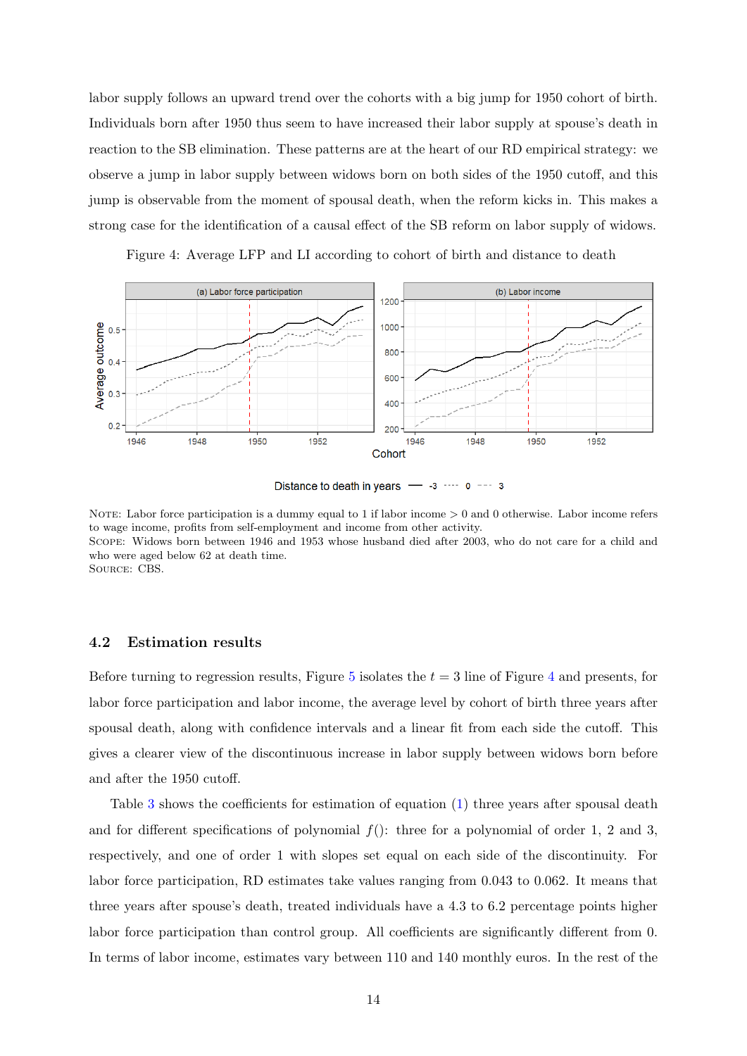labor supply follows an upward trend over the cohorts with a big jump for 1950 cohort of birth. Individuals born after 1950 thus seem to have increased their labor supply at spouse's death in reaction to the SB elimination. These patterns are at the heart of our RD empirical strategy: we observe a jump in labor supply between widows born on both sides of the 1950 cutoff, and this jump is observable from the moment of spousal death, when the reform kicks in. This makes a strong case for the identification of a causal effect of the SB reform on labor supply of widows.

Figure 4: Average LFP and LI according to cohort of birth and distance to death

NOTE: Labor force participation is a dummy equal to 1 if labor income > 0 and 0 otherwise. Labor income refers to wage income, profits from self-employment and income from other activity.
SCOPE: Widows born between 1946 and 1953 whose husband died after 2003, who do not care for a child and who were aged below 62 at death time.
SOURCE: CBS.

### 4.2 Estimation results

Before turning to regression results, Figure 5 isolates the $t = 3$ line of Figure 4 and presents, for labor force participation and labor income, the average level by cohort of birth three years after spousal death, along with confidence intervals and a linear fit from each side the cutoff. This gives a clearer view of the discontinuous increase in labor supply between widows born before and after the 1950 cutoff.

Table 3 shows the coefficients for estimation of equation (1) three years after spousal death and for different specifications of polynomial $f()$: three for a polynomial of order 1, 2 and 3, respectively, and one of order 1 with slopes set equal on each side of the discontinuity. For labor force participation, RD estimates take values ranging from 0.043 to 0.062. It means that three years after spouse's death, treated individuals have a 4.3 to 6.2 percentage points higher labor force participation than control group. All coefficients are significantly different from 0. In terms of labor income, estimates vary between 110 and 140 monthly euros. In the rest of the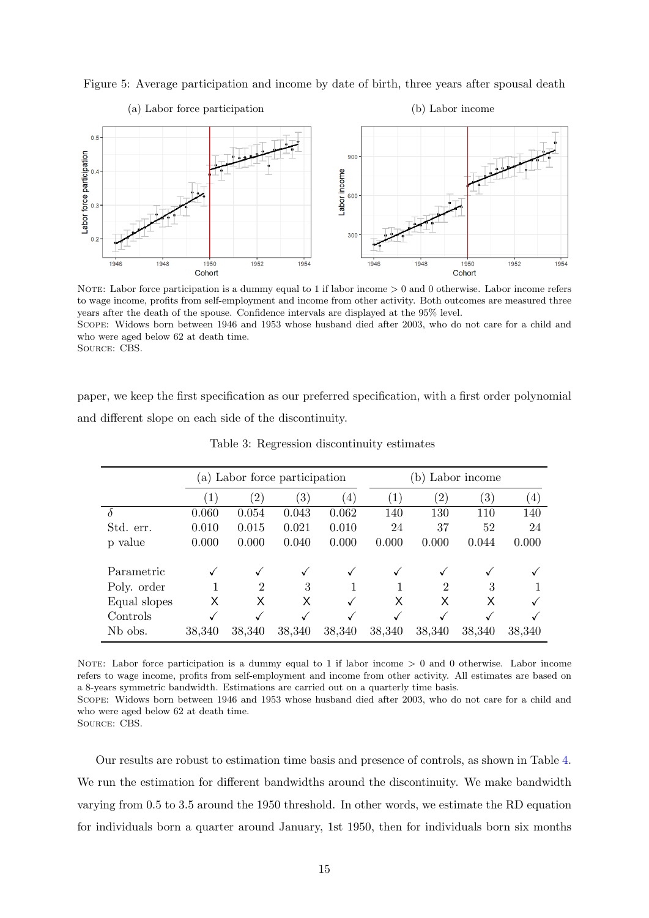Figure 5: Average participation and income by date of birth, three years after spousal death

(a) Labor force participation

(b) Labor income

NOTE: Labor force participation is a dummy equal to 1 if labor income > 0 and 0 otherwise. Labor income refers to wage income, profits from self-employment and income from other activity. Both outcomes are measured three years after the death of the spouse. Confidence intervals are displayed at the 95% level.
SCOPE: Widows born between 1946 and 1953 whose husband died after 2003, who do not care for a child and who were aged below 62 at death time.
SOURCE: CBS.

paper, we keep the first specification as our preferred specification, with a first order polynomial and different slope on each side of the discontinuity.

Table 3: Regression discontinuity estimates

| | (a) Labor force participation | | | | (b) Labor income | | | |
|---|---|---|---|---|---|---|---|---|
| | (1) | (2) | (3) | (4) | (1) | (2) | (3) | (4) |
| $\delta$ | 0.060 | 0.054 | 0.043 | 0.062 | 140 | 130 | 110 | 140 |
| Std. err. | 0.010 | 0.015 | 0.021 | 0.010 | 24 | 37 | 52 | 24 |
| p value | 0.000 | 0.000 | 0.040 | 0.000 | 0.000 | 0.000 | 0.044 | 0.000 |
| | | | | | | | | |
| Parametric | ✓ | ✓ | ✓ | ✓ | ✓ | ✓ | ✓ | ✓ |
| Poly. order | 1 | 2 | 3 | 1 | 1 | 2 | 3 | 1 |
| Equal slopes | X | X | X | ✓ | X | X | X | ✓ |
| Controls | ✓ | ✓ | ✓ | ✓ | ✓ | ✓ | ✓ | ✓ |
| Nb obs. | 38,340 | 38,340 | 38,340 | 38,340 | 38,340 | 38,340 | 38,340 | 38,340 |

NOTE: Labor force participation is a dummy equal to 1 if labor income > 0 and 0 otherwise. Labor income refers to wage income, profits from self-employment and income from other activity. All estimates are based on a 8-years symmetric bandwidth. Estimations are carried out on a quarterly time basis.
SCOPE: Widows born between 1946 and 1953 whose husband died after 2003, who do not care for a child and who were aged below 62 at death time.
SOURCE: CBS.

Our results are robust to estimation time basis and presence of controls, as shown in Table 4. We run the estimation for different bandwidths around the discontinuity. We make bandwidth varying from 0.5 to 3.5 around the 1950 threshold. In other words, we estimate the RD equation for individuals born a quarter around January, 1st 1950, then for individuals born six months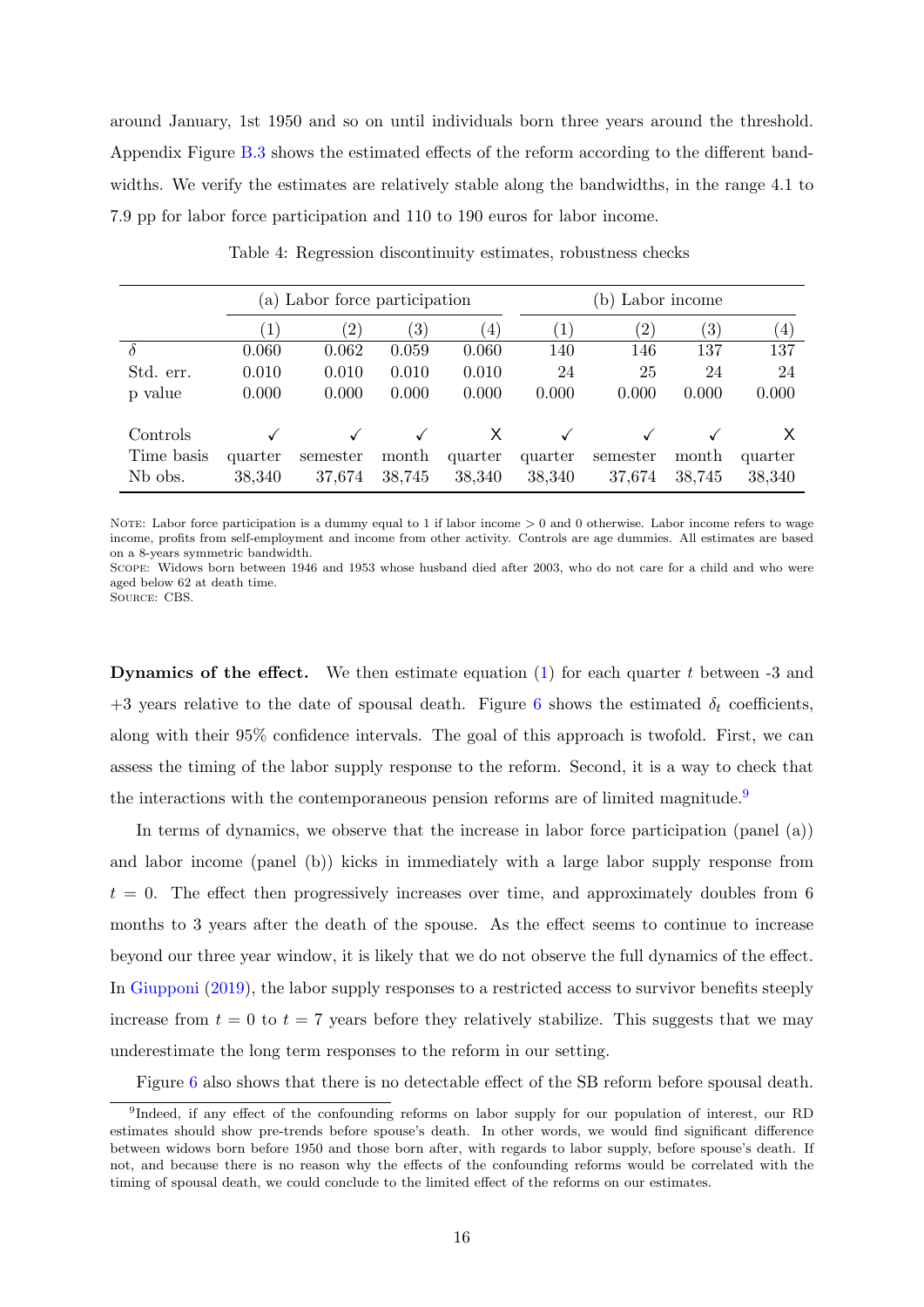around January, 1st 1950 and so on until individuals born three years around the threshold. Appendix Figure B.3 shows the estimated effects of the reform according to the different bandwidths. We verify the estimates are relatively stable along the bandwidths, in the range 4.1 to 7.9 pp for labor force participation and 110 to 190 euros for labor income.

Table 4: Regression discontinuity estimates, robustness checks

| | (a) Labor force participation | | | | (b) Labor income | | | |
|---|---|---|---|---|---|---|---|---|
| | (1) | (2) | (3) | (4) | (1) | (2) | (3) | (4) |
| $\delta$ | 0.060 | 0.062 | 0.059 | 0.060 | 140 | 146 | 137 | 137 |
| Std. err. | 0.010 | 0.010 | 0.010 | 0.010 | 24 | 25 | 24 | 24 |
| p value | 0.000 | 0.000 | 0.000 | 0.000 | 0.000 | 0.000 | 0.000 | 0.000 |
| Controls | ✓ | ✓ | ✓ | X | ✓ | ✓ | ✓ | X |
| Time basis | quarter | semester | month | quarter | quarter | semester | month | quarter |
| Nb obs. | 38,340 | 37,674 | 38,745 | 38,340 | 38,340 | 37,674 | 38,745 | 38,340 |

NOTE: Labor force participation is a dummy equal to 1 if labor income > 0 and 0 otherwise. Labor income refers to wage income, profits from self-employment and income from other activity. Controls are age dummies. All estimates are based on a 8-years symmetric bandwidth.
SCOPE: Widows born between 1946 and 1953 whose husband died after 2003, who do not care for a child and who were aged below 62 at death time.
SOURCE: CBS.

**Dynamics of the effect.** We then estimate equation (1) for each quarter $t$ between -3 and +3 years relative to the date of spousal death. Figure 6 shows the estimated $\delta_t$ coefficients, along with their 95% confidence intervals. The goal of this approach is twofold. First, we can assess the timing of the labor supply response to the reform. Second, it is a way to check that the interactions with the contemporaneous pension reforms are of limited magnitude.[9]

In terms of dynamics, we observe that the increase in labor force participation (panel (a)) and labor income (panel (b)) kicks in immediately with a large labor supply response from $t = 0$. The effect then progressively increases over time, and approximately doubles from 6 months to 3 years after the death of the spouse. As the effect seems to continue to increase beyond our three year window, it is likely that we do not observe the full dynamics of the effect. In Giupponi (2019), the labor supply responses to a restricted access to survivor benefits steeply increase from $t = 0$ to $t = 7$ years before they relatively stabilize. This suggests that we may underestimate the long term responses to the reform in our setting.

Figure 6 also shows that there is no detectable effect of the SB reform before spousal death.

[9] Indeed, if any effect of the confounding reforms on labor supply for our population of interest, our RD estimates should show pre-trends before spouse's death. In other words, we would find significant difference between widows born before 1950 and those born after, with regards to labor supply, before spouse's death. If not, and because there is no reason why the effects of the confounding reforms would be correlated with the timing of spousal death, we could conclude to the limited effect of the reforms on our estimates.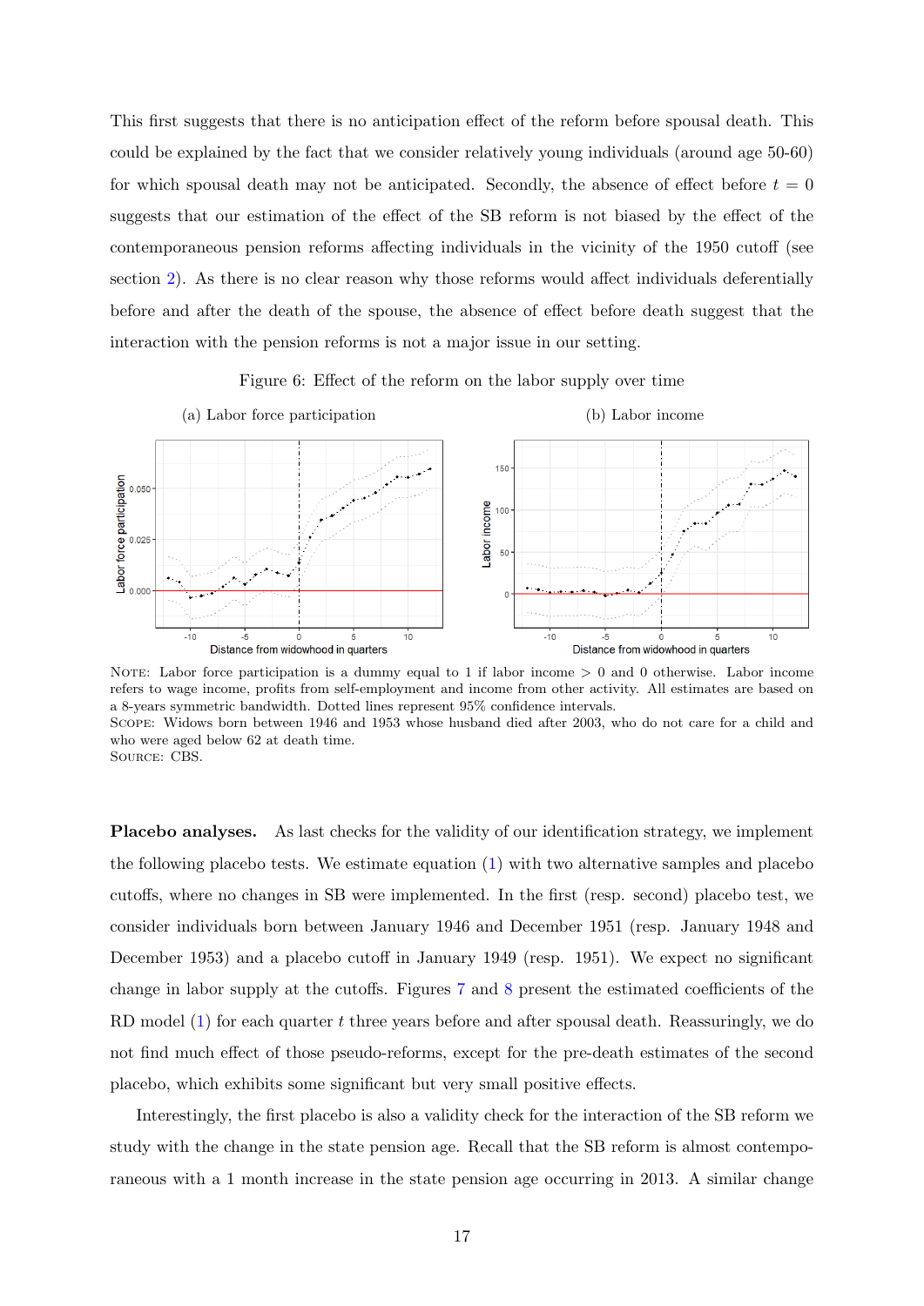This first suggests that there is no anticipation effect of the reform before spousal death. This could be explained by the fact that we consider relatively young individuals (around age 50-60) for which spousal death may not be anticipated. Secondly, the absence of effect before $t = 0$ suggests that our estimation of the effect of the SB reform is not biased by the effect of the contemporaneous pension reforms affecting individuals in the vicinity of the 1950 cutoff (see section 2). As there is no clear reason why those reforms would affect individuals deferentially before and after the death of the spouse, the absence of effect before death suggest that the interaction with the pension reforms is not a major issue in our setting.

Figure 6: Effect of the reform on the labor supply over time

(a) Labor force participation

(b) Labor income

NOTE: Labor force participation is a dummy equal to 1 if labor income > 0 and 0 otherwise. Labor income refers to wage income, profits from self-employment and income from other activity. All estimates are based on a 8-years symmetric bandwidth. Dotted lines represent 95% confidence intervals.
SCOPE: Widows born between 1946 and 1953 whose husband died after 2003, who do not care for a child and who were aged below 62 at death time.
SOURCE: CBS.

**Placebo analyses.** As last checks for the validity of our identification strategy, we implement the following placebo tests. We estimate equation (1) with two alternative samples and placebo cutoffs, where no changes in SB were implemented. In the first (resp. second) placebo test, we consider individuals born between January 1946 and December 1951 (resp. January 1948 and December 1953) and a placebo cutoff in January 1949 (resp. 1951). We expect no significant change in labor supply at the cutoffs. Figures 7 and 8 present the estimated coefficients of the RD model (1) for each quarter $t$ three years before and after spousal death. Reassuringly, we do not find much effect of those pseudo-reforms, except for the pre-death estimates of the second placebo, which exhibits some significant but very small positive effects.

Interestingly, the first placebo is also a validity check for the interaction of the SB reform we study with the change in the state pension age. Recall that the SB reform is almost contemporaneous with a 1 month increase in the state pension age occurring in 2013. A similar change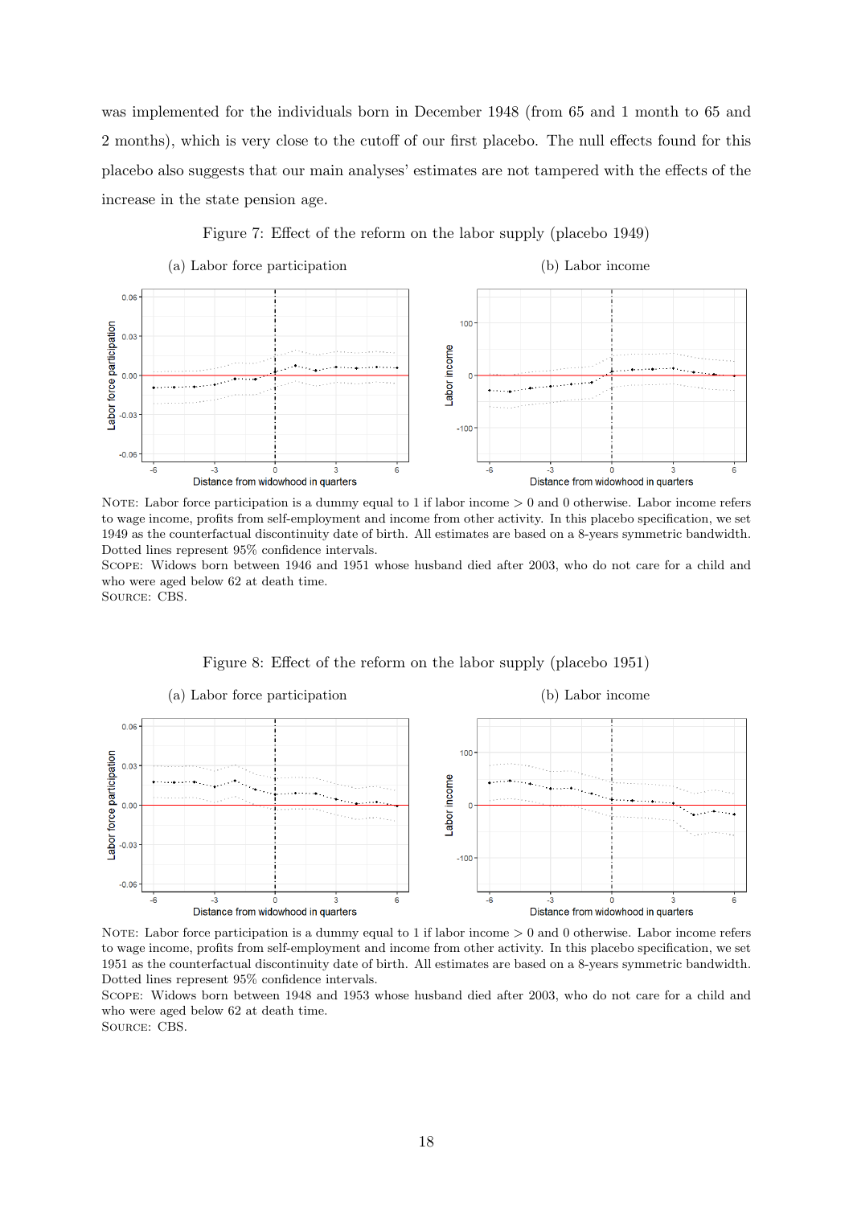was implemented for the individuals born in December 1948 (from 65 and 1 month to 65 and 2 months), which is very close to the cutoff of our first placebo. The null effects found for this placebo also suggests that our main analyses' estimates are not tampered with the effects of the increase in the state pension age.

Figure 7: Effect of the reform on the labor supply (placebo 1949)

(a) Labor force participation

(b) Labor income

NOTE: Labor force participation is a dummy equal to 1 if labor income > 0 and 0 otherwise. Labor income refers to wage income, profits from self-employment and income from other activity. In this placebo specification, we set 1949 as the counterfactual discontinuity date of birth. All estimates are based on a 8-years symmetric bandwidth. Dotted lines represent 95% confidence intervals.
SCOPE: Widows born between 1946 and 1951 whose husband died after 2003, who do not care for a child and who were aged below 62 at death time.
SOURCE: CBS.

Figure 8: Effect of the reform on the labor supply (placebo 1951)

(a) Labor force participation

(b) Labor income

NOTE: Labor force participation is a dummy equal to 1 if labor income > 0 and 0 otherwise. Labor income refers to wage income, profits from self-employment and income from other activity. In this placebo specification, we set 1951 as the counterfactual discontinuity date of birth. All estimates are based on a 8-years symmetric bandwidth. Dotted lines represent 95% confidence intervals.
SCOPE: Widows born between 1948 and 1953 whose husband died after 2003, who do not care for a child and who were aged below 62 at death time.
SOURCE: CBS.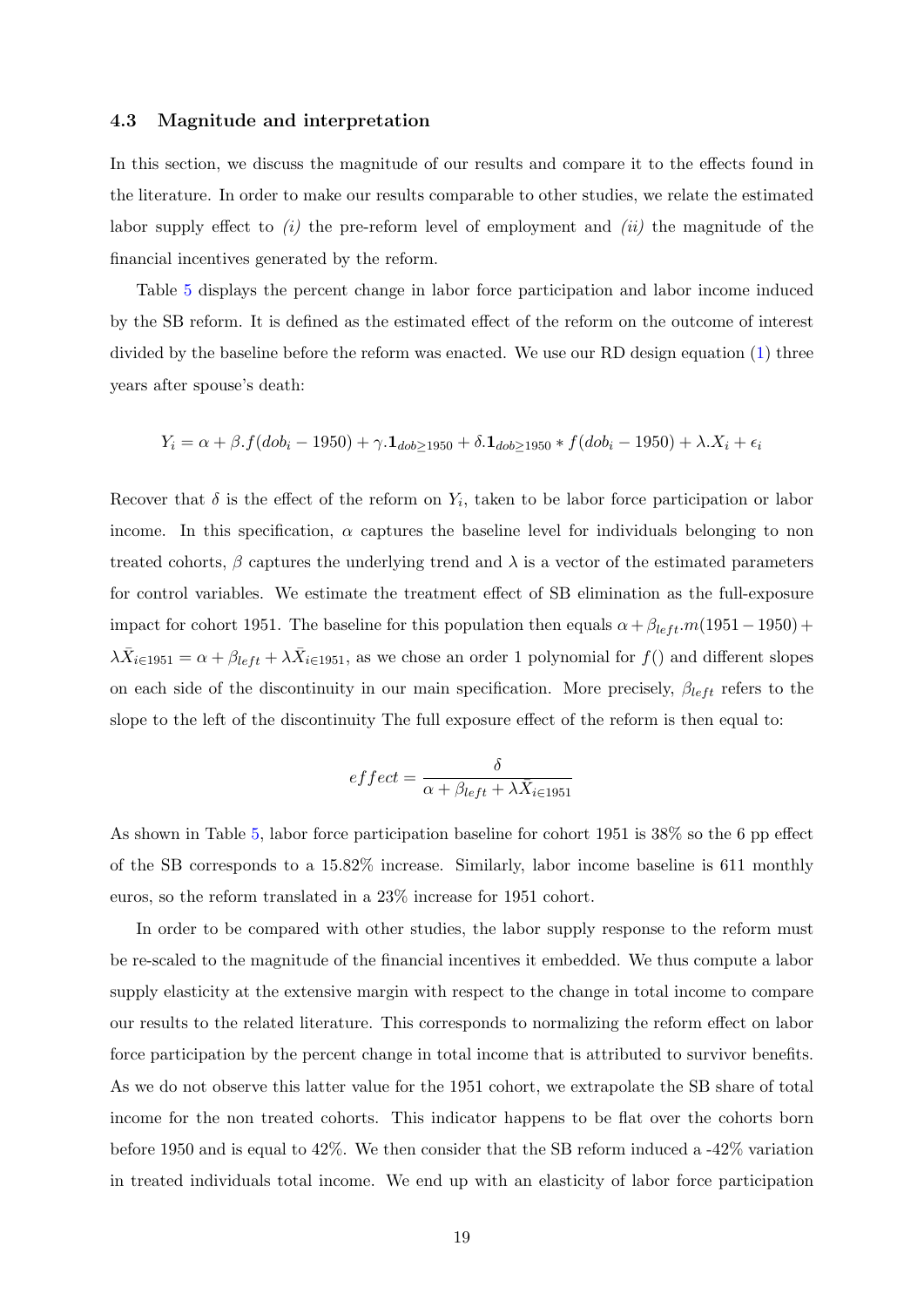### 4.3 Magnitude and interpretation

In this section, we discuss the magnitude of our results and compare it to the effects found in the literature. In order to make our results comparable to other studies, we relate the estimated labor supply effect to *(i)* the pre-reform level of employment and *(ii)* the magnitude of the financial incentives generated by the reform.

Table 5 displays the percent change in labor force participation and labor income induced by the SB reform. It is defined as the estimated effect of the reform on the outcome of interest divided by the baseline before the reform was enacted. We use our RD design equation (1) three years after spouse's death:

$$Y_i = \alpha + \beta.f(dob_i - 1950) + \gamma.\mathbf{1}_{dob \geq 1950} + \delta.\mathbf{1}_{dob \geq 1950} * f(dob_i - 1950) + \lambda.X_i + \epsilon_i$$

Recover that $\delta$ is the effect of the reform on $Y_i$, taken to be labor force participation or labor income. In this specification, $\alpha$ captures the baseline level for individuals belonging to non treated cohorts, $\beta$ captures the underlying trend and $\lambda$ is a vector of the estimated parameters for control variables. We estimate the treatment effect of SB elimination as the full-exposure impact for cohort 1951. The baseline for this population then equals $\alpha + \beta_{left}.m(1951 - 1950) + \lambda \bar{X}_{i \in 1951} = \alpha + \beta_{left} + \lambda \bar{X}_{i \in 1951}$, as we chose an order 1 polynomial for $f()$ and different slopes on each side of the discontinuity in our main specification. More precisely, $\beta_{left}$ refers to the slope to the left of the discontinuity The full exposure effect of the reform is then equal to:

$$effect = \frac{\delta}{\alpha + \beta_{left} + \lambda \bar{X}_{i \in 1951}}$$

As shown in Table 5, labor force participation baseline for cohort 1951 is 38% so the 6 pp effect of the SB corresponds to a 15.82% increase. Similarly, labor income baseline is 611 monthly euros, so the reform translated in a 23% increase for 1951 cohort.

In order to be compared with other studies, the labor supply response to the reform must be re-scaled to the magnitude of the financial incentives it embedded. We thus compute a labor supply elasticity at the extensive margin with respect to the change in total income to compare our results to the related literature. This corresponds to normalizing the reform effect on labor force participation by the percent change in total income that is attributed to survivor benefits. As we do not observe this latter value for the 1951 cohort, we extrapolate the SB share of total income for the non treated cohorts. This indicator happens to be flat over the cohorts born before 1950 and is equal to 42%. We then consider that the SB reform induced a -42% variation in treated individuals total income. We end up with an elasticity of labor force participation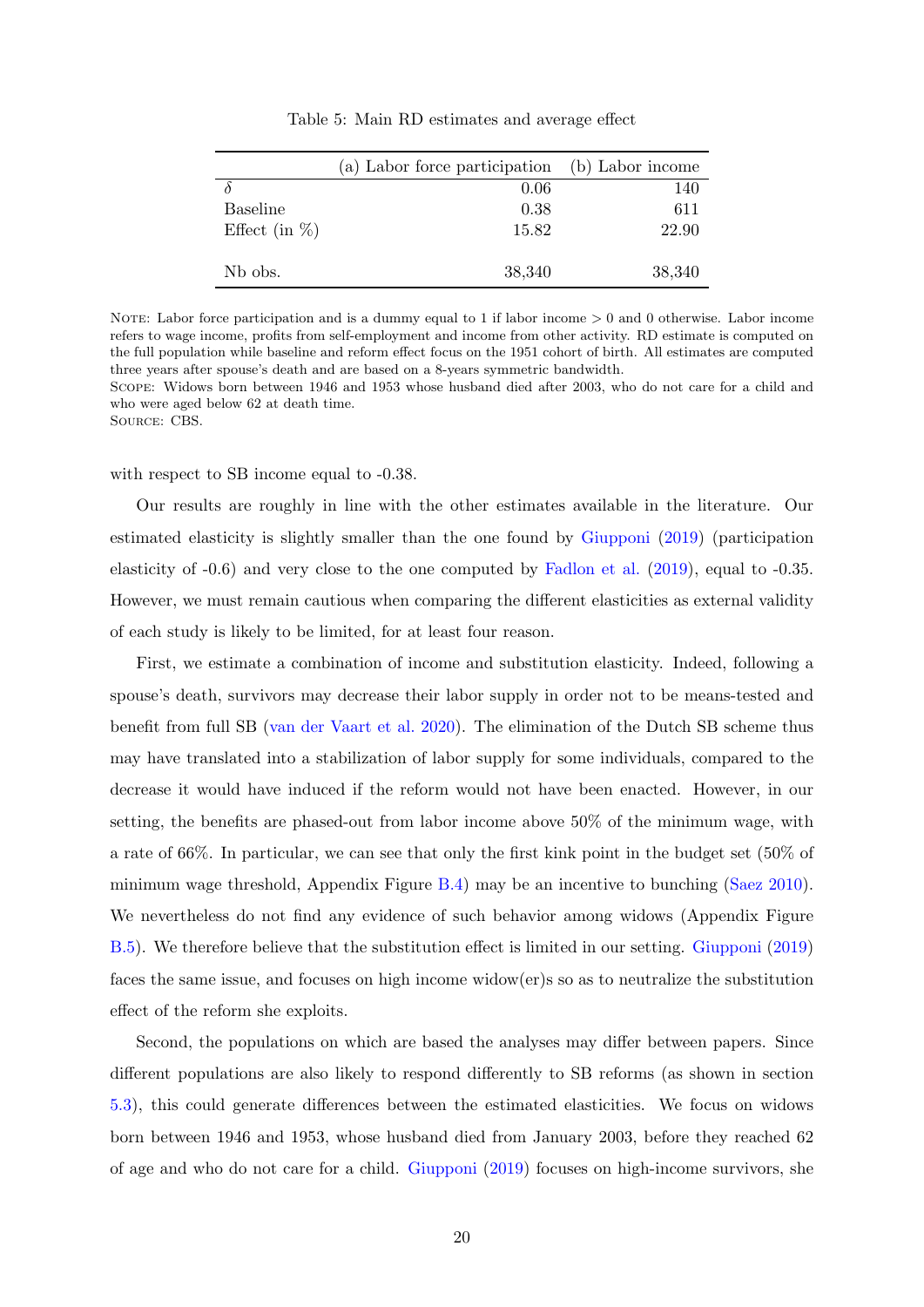Table 5: Main RD estimates and average effect

| | (a) Labor force participation | (b) Labor income |
|---|---|---|
| $\delta$ | 0.06 | 140 |
| Baseline | 0.38 | 611 |
| Effect (in %) | 15.82 | 22.90 |
| Nb obs. | 38,340 | 38,340 |

Note: Labor force participation and is a dummy equal to 1 if labor income > 0 and 0 otherwise. Labor income refers to wage income, profits from self-employment and income from other activity. RD estimate is computed on the full population while baseline and reform effect focus on the 1951 cohort of birth. All estimates are computed three years after spouse's death and are based on a 8-years symmetric bandwidth.
Scope: Widows born between 1946 and 1953 whose husband died after 2003, who do not care for a child and who were aged below 62 at death time.
Source: CBS.

with respect to SB income equal to -0.38.

Our results are roughly in line with the other estimates available in the literature. Our estimated elasticity is slightly smaller than the one found by Giupponi (2019) (participation elasticity of -0.6) and very close to the one computed by Fadlon et al. (2019), equal to -0.35. However, we must remain cautious when comparing the different elasticities as external validity of each study is likely to be limited, for at least four reason.

First, we estimate a combination of income and substitution elasticity. Indeed, following a spouse's death, survivors may decrease their labor supply in order not to be means-tested and benefit from full SB (van der Vaart et al. 2020). The elimination of the Dutch SB scheme thus may have translated into a stabilization of labor supply for some individuals, compared to the decrease it would have induced if the reform would not have been enacted. However, in our setting, the benefits are phased-out from labor income above 50% of the minimum wage, with a rate of 66%. In particular, we can see that only the first kink point in the budget set (50% of minimum wage threshold, Appendix Figure B.4) may be an incentive to bunching (Saez 2010). We nevertheless do not find any evidence of such behavior among widows (Appendix Figure B.5). We therefore believe that the substitution effect is limited in our setting. Giupponi (2019) faces the same issue, and focuses on high income widow(er)s so as to neutralize the substitution effect of the reform she exploits.

Second, the populations on which are based the analyses may differ between papers. Since different populations are also likely to respond differently to SB reforms (as shown in section 5.3), this could generate differences between the estimated elasticities. We focus on widows born between 1946 and 1953, whose husband died from January 2003, before they reached 62 of age and who do not care for a child. Giupponi (2019) focuses on high-income survivors, she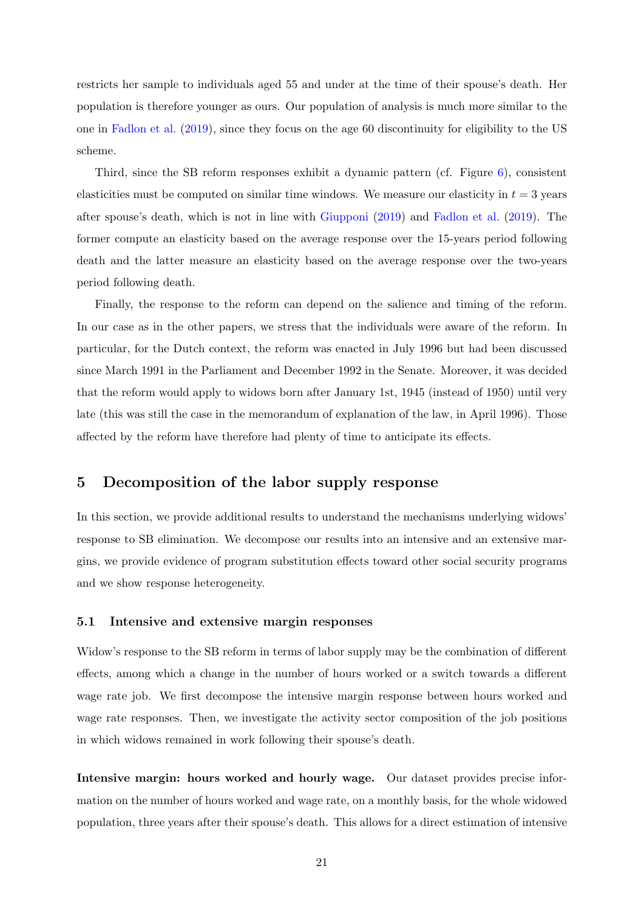restricts her sample to individuals aged 55 and under at the time of their spouse's death. Her population is therefore younger as ours. Our population of analysis is much more similar to the one in Fadlon et al. (2019), since they focus on the age 60 discontinuity for eligibility to the US scheme.

Third, since the SB reform responses exhibit a dynamic pattern (cf. Figure 6), consistent elasticities must be computed on similar time windows. We measure our elasticity in $t = 3$ years after spouse's death, which is not in line with Giupponi (2019) and Fadlon et al. (2019). The former compute an elasticity based on the average response over the 15-years period following death and the latter measure an elasticity based on the average response over the two-years period following death.

Finally, the response to the reform can depend on the salience and timing of the reform. In our case as in the other papers, we stress that the individuals were aware of the reform. In particular, for the Dutch context, the reform was enacted in July 1996 but had been discussed since March 1991 in the Parliament and December 1992 in the Senate. Moreover, it was decided that the reform would apply to widows born after January 1st, 1945 (instead of 1950) until very late (this was still the case in the memorandum of explanation of the law, in April 1996). Those affected by the reform have therefore had plenty of time to anticipate its effects.

# 5 Decomposition of the labor supply response

In this section, we provide additional results to understand the mechanisms underlying widows' response to SB elimination. We decompose our results into an intensive and an extensive margins, we provide evidence of program substitution effects toward other social security programs and we show response heterogeneity.

## 5.1 Intensive and extensive margin responses

Widow's response to the SB reform in terms of labor supply may be the combination of different effects, among which a change in the number of hours worked or a switch towards a different wage rate job. We first decompose the intensive margin response between hours worked and wage rate responses. Then, we investigate the activity sector composition of the job positions in which widows remained in work following their spouse's death.

**Intensive margin: hours worked and hourly wage.** Our dataset provides precise information on the number of hours worked and wage rate, on a monthly basis, for the whole widowed population, three years after their spouse's death. This allows for a direct estimation of intensive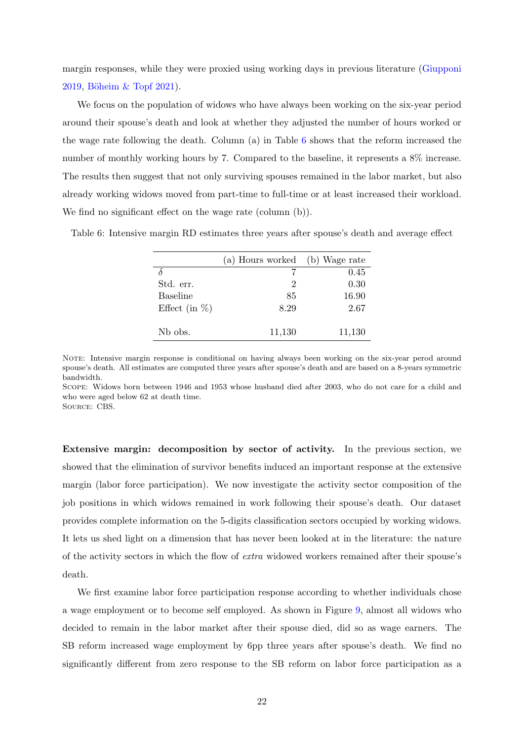margin responses, while they were proxied using working days in previous literature (Giupponi 2019, Böheim & Topf 2021).

We focus on the population of widows who have always been working on the six-year period around their spouse's death and look at whether they adjusted the number of hours worked or the wage rate following the death. Column (a) in Table 6 shows that the reform increased the number of monthly working hours by 7. Compared to the baseline, it represents a 8% increase. The results then suggest that not only surviving spouses remained in the labor market, but also already working widows moved from part-time to full-time or at least increased their workload. We find no significant effect on the wage rate (column (b)).

Table 6: Intensive margin RD estimates three years after spouse's death and average effect

| | (a) Hours worked | (b) Wage rate |
|---|---|---|
| $\delta$ | 7 | 0.45 |
| Std. err. | 2 | 0.30 |
| Baseline | 85 | 16.90 |
| Effect (in %) | 8.29 | 2.67 |
| Nb obs. | 11,130 | 11,130 |

Note: Intensive margin response is conditional on having always been working on the six-year perod around spouse's death. All estimates are computed three years after spouse's death and are based on a 8-years symmetric bandwidth.
Scope: Widows born between 1946 and 1953 whose husband died after 2003, who do not care for a child and who were aged below 62 at death time.
Source: CBS.

**Extensive margin: decomposition by sector of activity.** In the previous section, we showed that the elimination of survivor benefits induced an important response at the extensive margin (labor force participation). We now investigate the activity sector composition of the job positions in which widows remained in work following their spouse's death. Our dataset provides complete information on the 5-digits classification sectors occupied by working widows. It lets us shed light on a dimension that has never been looked at in the literature: the nature of the activity sectors in which the flow of *extra* widowed workers remained after their spouse's death.

We first examine labor force participation response according to whether individuals chose a wage employment or to become self employed. As shown in Figure 9, almost all widows who decided to remain in the labor market after their spouse died, did so as wage earners. The SB reform increased wage employment by 6pp three years after spouse's death. We find no significantly different from zero response to the SB reform on labor force participation as a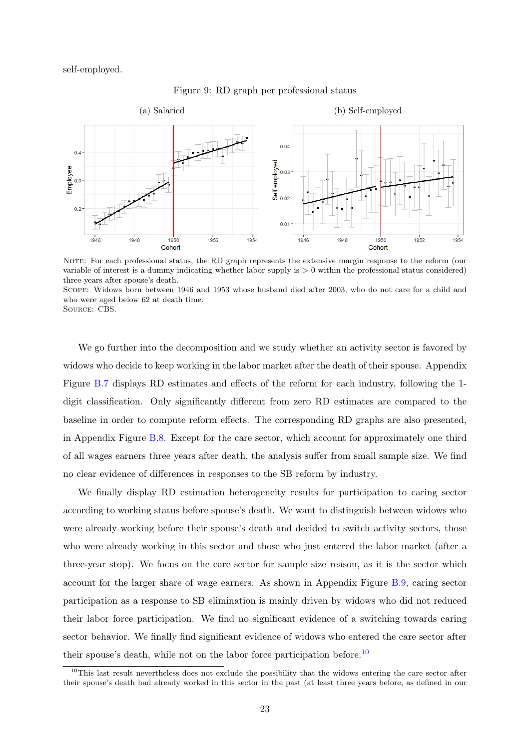self-employed.

Figure 9: RD graph per professional status

(a) Salaried

(b) Self-employed

NOTE: For each professional status, the RD graph represents the extensive margin response to the reform (our variable of interest is a dummy indicating whether labor supply is > 0 within the professional status considered) three years after spouse's death.
SCOPE: Widows born between 1946 and 1953 whose husband died after 2003, who do not care for a child and who were aged below 62 at death time.
SOURCE: CBS.

We go further into the decomposition and we study whether an activity sector is favored by widows who decide to keep working in the labor market after the death of their spouse. Appendix Figure B.7 displays RD estimates and effects of the reform for each industry, following the 1-digit classification. Only significantly different from zero RD estimates are compared to the baseline in order to compute reform effects. The corresponding RD graphs are also presented, in Appendix Figure B.8. Except for the care sector, which account for approximately one third of all wages earners three years after death, the analysis suffer from small sample size. We find no clear evidence of differences in responses to the SB reform by industry.

We finally display RD estimation heterogeneity results for participation to caring sector according to working status before spouse's death. We want to distinguish between widows who were already working before their spouse's death and decided to switch activity sectors, those who were already working in this sector and those who just entered the labor market (after a three-year stop). We focus on the care sector for sample size reason, as it is the sector which account for the larger share of wage earners. As shown in Appendix Figure B.9, caring sector participation as a response to SB elimination is mainly driven by widows who did not reduced their labor force participation. We find no significant evidence of a switching towards caring sector behavior. We finally find significant evidence of widows who entered the care sector after their spouse's death, while not on the labor force participation before.[10]

[10]This last result nevertheless does not exclude the possibility that the widows entering the care sector after their spouse's death had already worked in this sector in the past (at least three years before, as defined in our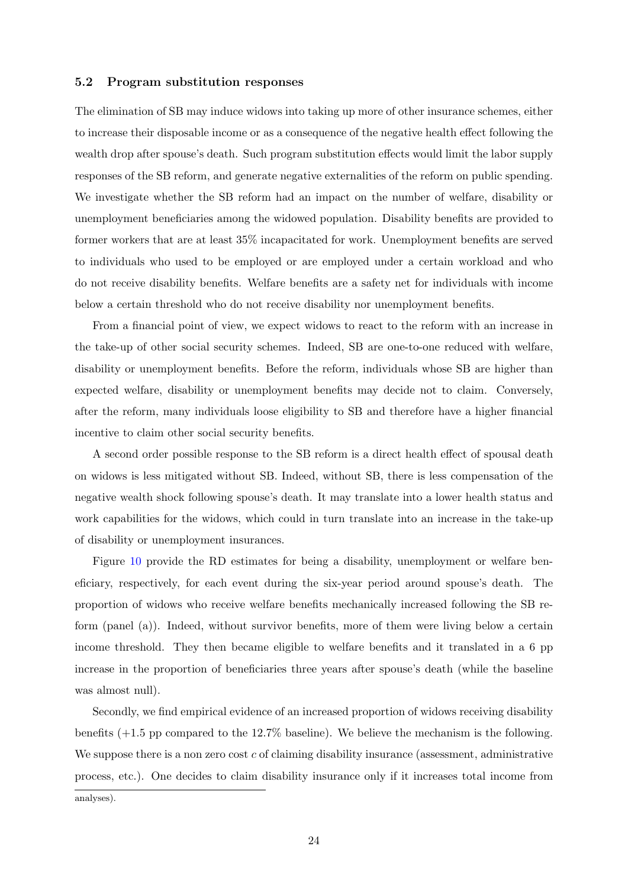### 5.2 Program substitution responses

The elimination of SB may induce widows into taking up more of other insurance schemes, either to increase their disposable income or as a consequence of the negative health effect following the wealth drop after spouse's death. Such program substitution effects would limit the labor supply responses of the SB reform, and generate negative externalities of the reform on public spending. We investigate whether the SB reform had an impact on the number of welfare, disability or unemployment beneficiaries among the widowed population. Disability benefits are provided to former workers that are at least 35% incapacitated for work. Unemployment benefits are served to individuals who used to be employed or are employed under a certain workload and who do not receive disability benefits. Welfare benefits are a safety net for individuals with income below a certain threshold who do not receive disability nor unemployment benefits.

From a financial point of view, we expect widows to react to the reform with an increase in the take-up of other social security schemes. Indeed, SB are one-to-one reduced with welfare, disability or unemployment benefits. Before the reform, individuals whose SB are higher than expected welfare, disability or unemployment benefits may decide not to claim. Conversely, after the reform, many individuals loose eligibility to SB and therefore have a higher financial incentive to claim other social security benefits.

A second order possible response to the SB reform is a direct health effect of spousal death on widows is less mitigated without SB. Indeed, without SB, there is less compensation of the negative wealth shock following spouse's death. It may translate into a lower health status and work capabilities for the widows, which could in turn translate into an increase in the take-up of disability or unemployment insurances.

Figure 10 provide the RD estimates for being a disability, unemployment or welfare beneficiary, respectively, for each event during the six-year period around spouse's death. The proportion of widows who receive welfare benefits mechanically increased following the SB reform (panel (a)). Indeed, without survivor benefits, more of them were living below a certain income threshold. They then became eligible to welfare benefits and it translated in a 6 pp increase in the proportion of beneficiaries three years after spouse's death (while the baseline was almost null).

Secondly, we find empirical evidence of an increased proportion of widows receiving disability benefits (+1.5 pp compared to the 12.7% baseline). We believe the mechanism is the following. We suppose there is a non zero cost $c$ of claiming disability insurance (assessment, administrative process, etc.). One decides to claim disability insurance only if it increases total income from

analyses).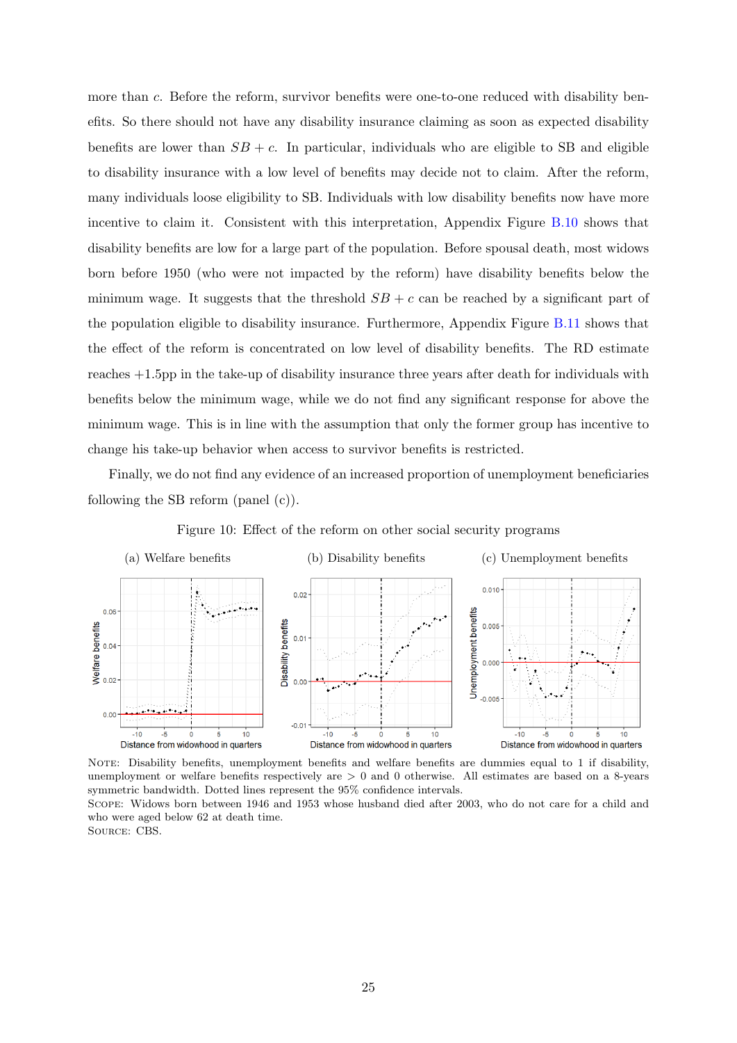more than $c$. Before the reform, survivor benefits were one-to-one reduced with disability benefits. So there should not have any disability insurance claiming as soon as expected disability benefits are lower than $SB + c$. In particular, individuals who are eligible to SB and eligible to disability insurance with a low level of benefits may decide not to claim. After the reform, many individuals loose eligibility to SB. Individuals with low disability benefits now have more incentive to claim it. Consistent with this interpretation, Appendix Figure B.10 shows that disability benefits are low for a large part of the population. Before spousal death, most widows born before 1950 (who were not impacted by the reform) have disability benefits below the minimum wage. It suggests that the threshold $SB + c$ can be reached by a significant part of the population eligible to disability insurance. Furthermore, Appendix Figure B.11 shows that the effect of the reform is concentrated on low level of disability benefits. The RD estimate reaches +1.5pp in the take-up of disability insurance three years after death for individuals with benefits below the minimum wage, while we do not find any significant response for above the minimum wage. This is in line with the assumption that only the former group has incentive to change his take-up behavior when access to survivor benefits is restricted.

Finally, we do not find any evidence of an increased proportion of unemployment beneficiaries following the SB reform (panel (c)).

Figure 10: Effect of the reform on other social security programs

(a) Welfare benefits (b) Disability benefits (c) Unemployment benefits

NOTE: Disability benefits, unemployment benefits and welfare benefits are dummies equal to 1 if disability, unemployment or welfare benefits respectively are > 0 and 0 otherwise. All estimates are based on a 8-years symmetric bandwidth. Dotted lines represent the 95% confidence intervals.
SCOPE: Widows born between 1946 and 1953 whose husband died after 2003, who do not care for a child and who were aged below 62 at death time.
SOURCE: CBS.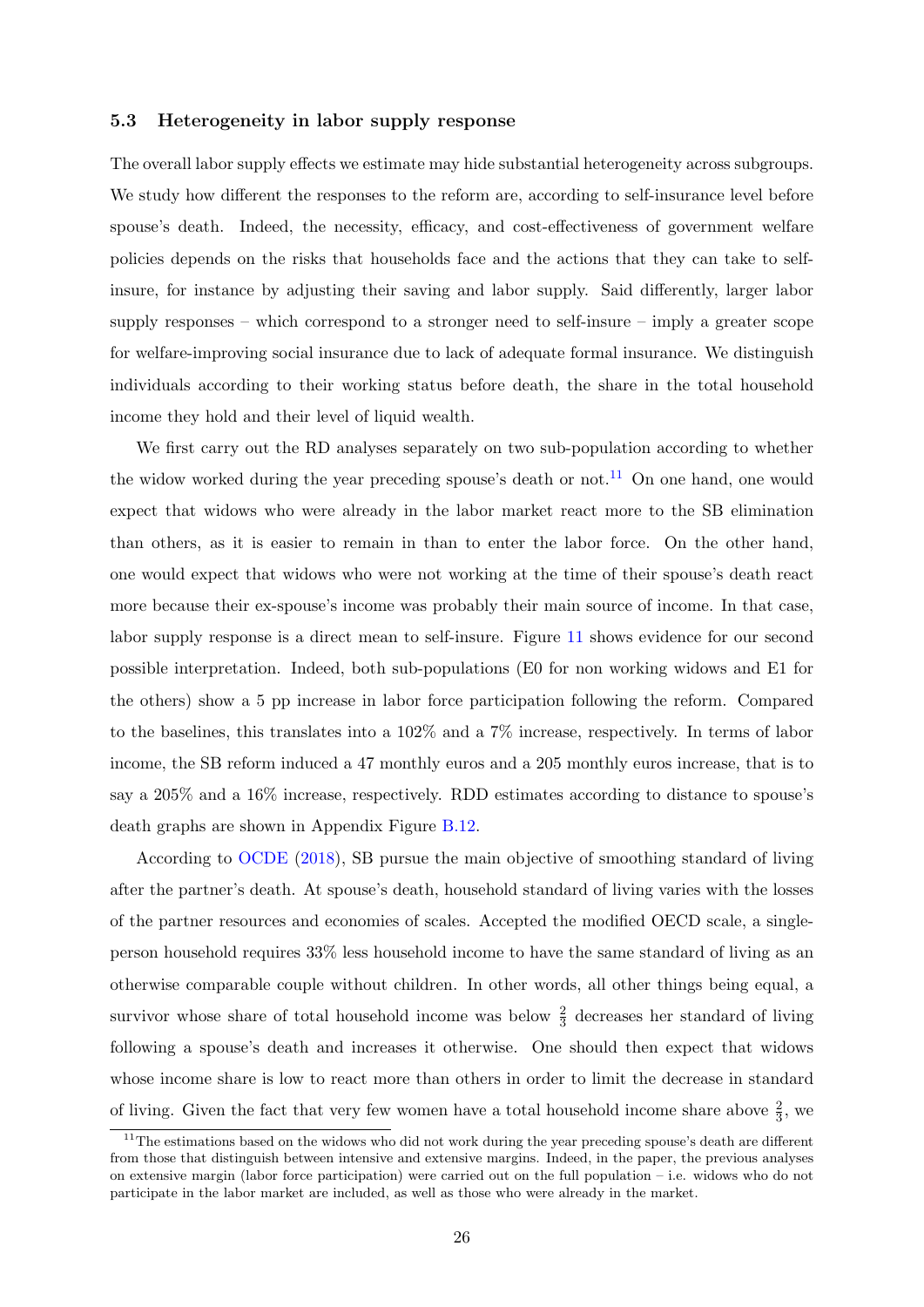### 5.3 Heterogeneity in labor supply response

The overall labor supply effects we estimate may hide substantial heterogeneity across subgroups. We study how different the responses to the reform are, according to self-insurance level before spouse's death. Indeed, the necessity, efficacy, and cost-effectiveness of government welfare policies depends on the risks that households face and the actions that they can take to self-insure, for instance by adjusting their saving and labor supply. Said differently, larger labor supply responses – which correspond to a stronger need to self-insure – imply a greater scope for welfare-improving social insurance due to lack of adequate formal insurance. We distinguish individuals according to their working status before death, the share in the total household income they hold and their level of liquid wealth.

We first carry out the RD analyses separately on two sub-population according to whether the widow worked during the year preceding spouse's death or not.[11] On one hand, one would expect that widows who were already in the labor market react more to the SB elimination than others, as it is easier to remain in than to enter the labor force. On the other hand, one would expect that widows who were not working at the time of their spouse's death react more because their ex-spouse's income was probably their main source of income. In that case, labor supply response is a direct mean to self-insure. Figure 11 shows evidence for our second possible interpretation. Indeed, both sub-populations (E0 for non working widows and E1 for the others) show a 5 pp increase in labor force participation following the reform. Compared to the baselines, this translates into a 102% and a 7% increase, respectively. In terms of labor income, the SB reform induced a 47 monthly euros and a 205 monthly euros increase, that is to say a 205% and a 16% increase, respectively. RDD estimates according to distance to spouse's death graphs are shown in Appendix Figure B.12.

According to OCDE (2018), SB pursue the main objective of smoothing standard of living after the partner's death. At spouse's death, household standard of living varies with the losses of the partner resources and economies of scales. Accepted the modified OECD scale, a single-person household requires 33% less household income to have the same standard of living as an otherwise comparable couple without children. In other words, all other things being equal, a survivor whose share of total household income was below $\frac{2}{3}$ decreases her standard of living following a spouse's death and increases it otherwise. One should then expect that widows whose income share is low to react more than others in order to limit the decrease in standard of living. Given the fact that very few women have a total household income share above $\frac{2}{3}$, we

[11] The estimations based on the widows who did not work during the year preceding spouse's death are different from those that distinguish between intensive and extensive margins. Indeed, in the paper, the previous analyses on extensive margin (labor force participation) were carried out on the full population – i.e. widows who do not participate in the labor market are included, as well as those who were already in the market.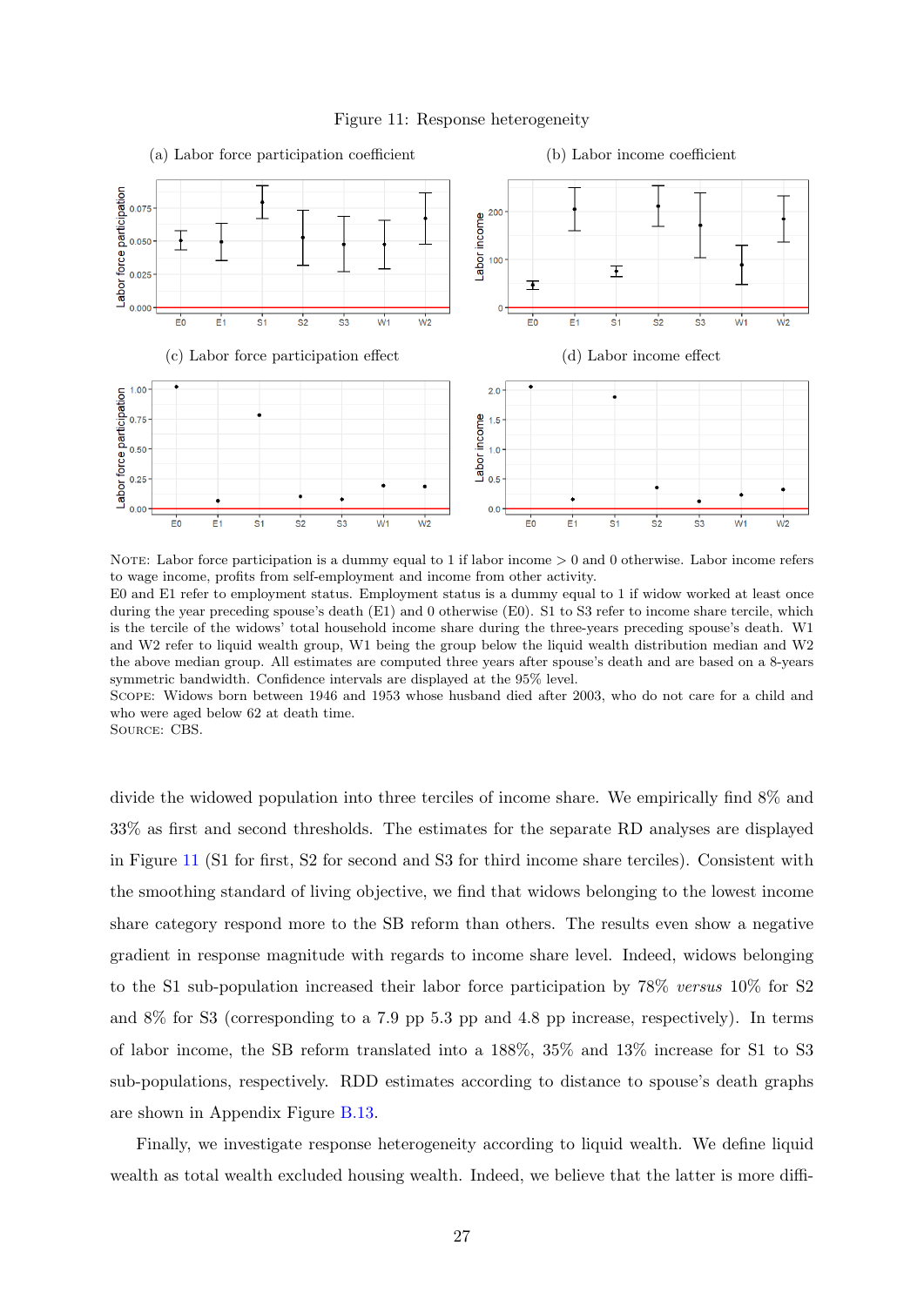Figure 11: Response heterogeneity

(a) Labor force participation coefficient

(b) Labor income coefficient

(c) Labor force participation effect

(d) Labor income effect

NOTE: Labor force participation is a dummy equal to 1 if labor income > 0 and 0 otherwise. Labor income refers to wage income, profits from self-employment and income from other activity.
E0 and E1 refer to employment status. Employment status is a dummy equal to 1 if widow worked at least once during the year preceding spouse's death (E1) and 0 otherwise (E0). S1 to S3 refer to income share tercile, which is the tercile of the widows' total household income share during the three-years preceding spouse's death. W1 and W2 refer to liquid wealth group, W1 being the group below the liquid wealth distribution median and W2 the above median group. All estimates are computed three years after spouse's death and are based on a 8-years symmetric bandwidth. Confidence intervals are displayed at the 95% level.
SCOPE: Widows born between 1946 and 1953 whose husband died after 2003, who do not care for a child and who were aged below 62 at death time.
SOURCE: CBS.

divide the widowed population into three terciles of income share. We empirically find 8% and 33% as first and second thresholds. The estimates for the separate RD analyses are displayed in Figure 11 (S1 for first, S2 for second and S3 for third income share terciles). Consistent with the smoothing standard of living objective, we find that widows belonging to the lowest income share category respond more to the SB reform than others. The results even show a negative gradient in response magnitude with regards to income share level. Indeed, widows belonging to the S1 sub-population increased their labor force participation by 78% *versus* 10% for S2 and 8% for S3 (corresponding to a 7.9 pp 5.3 pp and 4.8 pp increase, respectively). In terms of labor income, the SB reform translated into a 188%, 35% and 13% increase for S1 to S3 sub-populations, respectively. RDD estimates according to distance to spouse's death graphs are shown in Appendix Figure B.13.

Finally, we investigate response heterogeneity according to liquid wealth. We define liquid wealth as total wealth excluded housing wealth. Indeed, we believe that the latter is more diffi-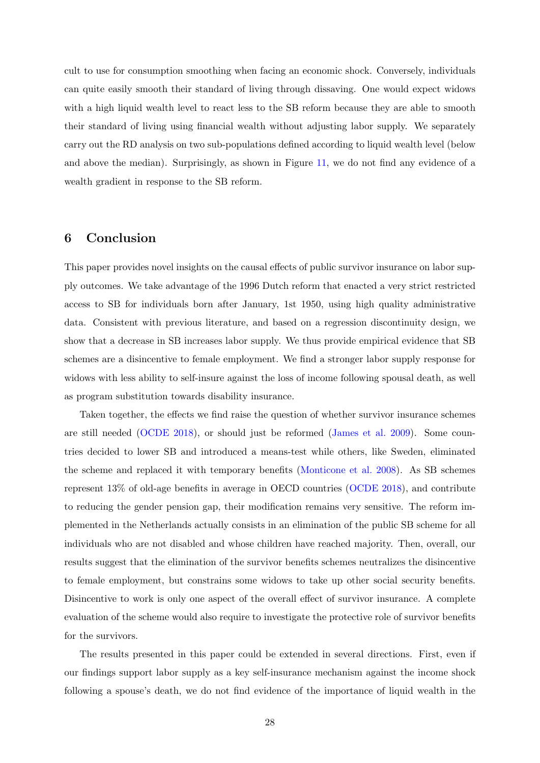cult to use for consumption smoothing when facing an economic shock. Conversely, individuals can quite easily smooth their standard of living through dissaving. One would expect widows with a high liquid wealth level to react less to the SB reform because they are able to smooth their standard of living using financial wealth without adjusting labor supply. We separately carry out the RD analysis on two sub-populations defined according to liquid wealth level (below and above the median). Surprisingly, as shown in Figure 11, we do not find any evidence of a wealth gradient in response to the SB reform.

## 6 Conclusion

This paper provides novel insights on the causal effects of public survivor insurance on labor supply outcomes. We take advantage of the 1996 Dutch reform that enacted a very strict restricted access to SB for individuals born after January, 1st 1950, using high quality administrative data. Consistent with previous literature, and based on a regression discontinuity design, we show that a decrease in SB increases labor supply. We thus provide empirical evidence that SB schemes are a disincentive to female employment. We find a stronger labor supply response for widows with less ability to self-insure against the loss of income following spousal death, as well as program substitution towards disability insurance.

Taken together, the effects we find raise the question of whether survivor insurance schemes are still needed (OCDE 2018), or should just be reformed (James et al. 2009). Some countries decided to lower SB and introduced a means-test while others, like Sweden, eliminated the scheme and replaced it with temporary benefits (Monticone et al. 2008). As SB schemes represent 13% of old-age benefits in average in OECD countries (OCDE 2018), and contribute to reducing the gender pension gap, their modification remains very sensitive. The reform implemented in the Netherlands actually consists in an elimination of the public SB scheme for all individuals who are not disabled and whose children have reached majority. Then, overall, our results suggest that the elimination of the survivor benefits schemes neutralizes the disincentive to female employment, but constrains some widows to take up other social security benefits. Disincentive to work is only one aspect of the overall effect of survivor insurance. A complete evaluation of the scheme would also require to investigate the protective role of survivor benefits for the survivors.

The results presented in this paper could be extended in several directions. First, even if our findings support labor supply as a key self-insurance mechanism against the income shock following a spouse's death, we do not find evidence of the importance of liquid wealth in the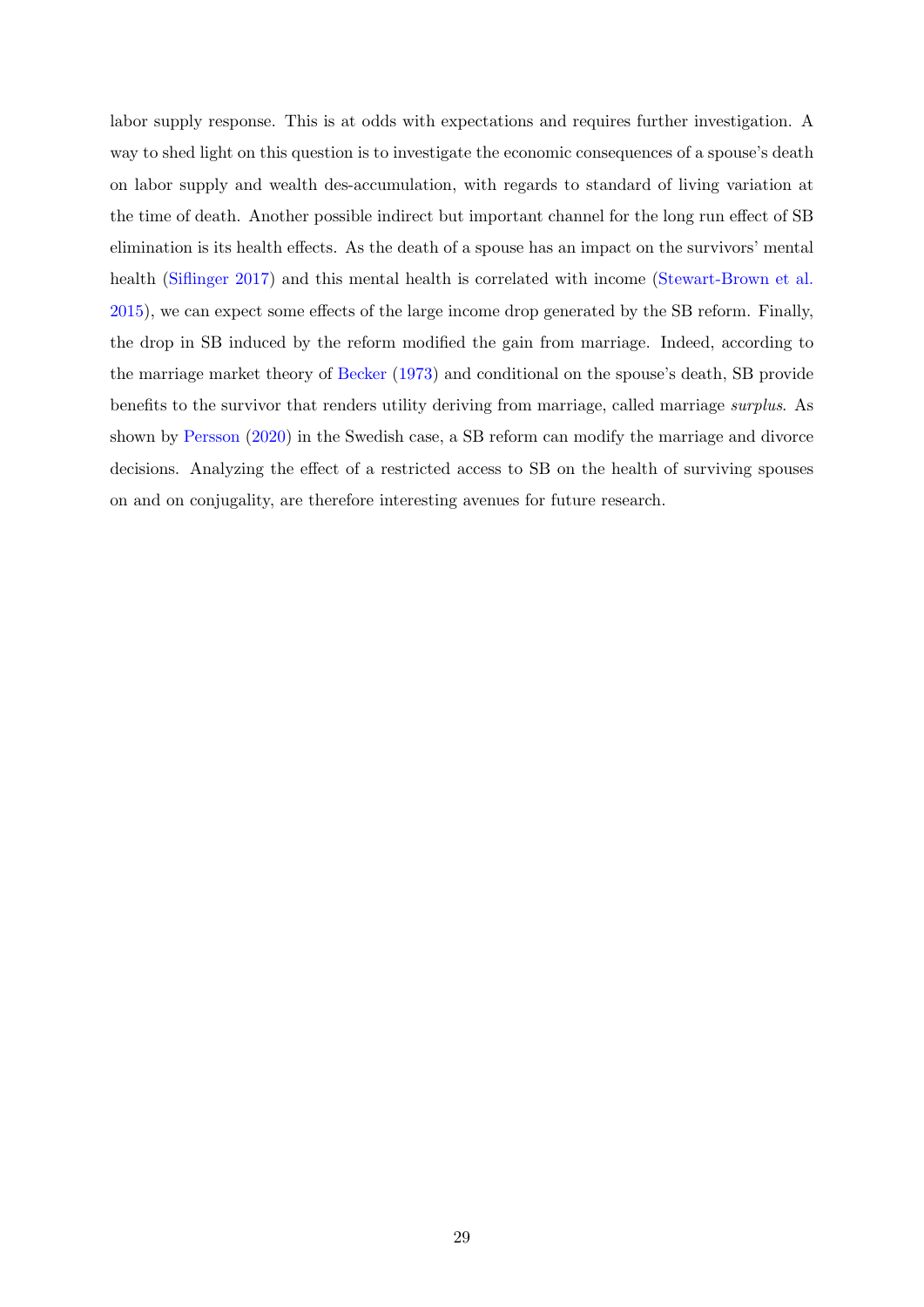labor supply response. This is at odds with expectations and requires further investigation. A way to shed light on this question is to investigate the economic consequences of a spouse's death on labor supply and wealth des-accumulation, with regards to standard of living variation at the time of death. Another possible indirect but important channel for the long run effect of SB elimination is its health effects. As the death of a spouse has an impact on the survivors' mental health (Siflinger 2017) and this mental health is correlated with income (Stewart-Brown et al. 2015), we can expect some effects of the large income drop generated by the SB reform. Finally, the drop in SB induced by the reform modified the gain from marriage. Indeed, according to the marriage market theory of Becker (1973) and conditional on the spouse's death, SB provide benefits to the survivor that renders utility deriving from marriage, called marriage *surplus*. As shown by Persson (2020) in the Swedish case, a SB reform can modify the marriage and divorce decisions. Analyzing the effect of a restricted access to SB on the health of surviving spouses on and on conjugality, are therefore interesting avenues for future research.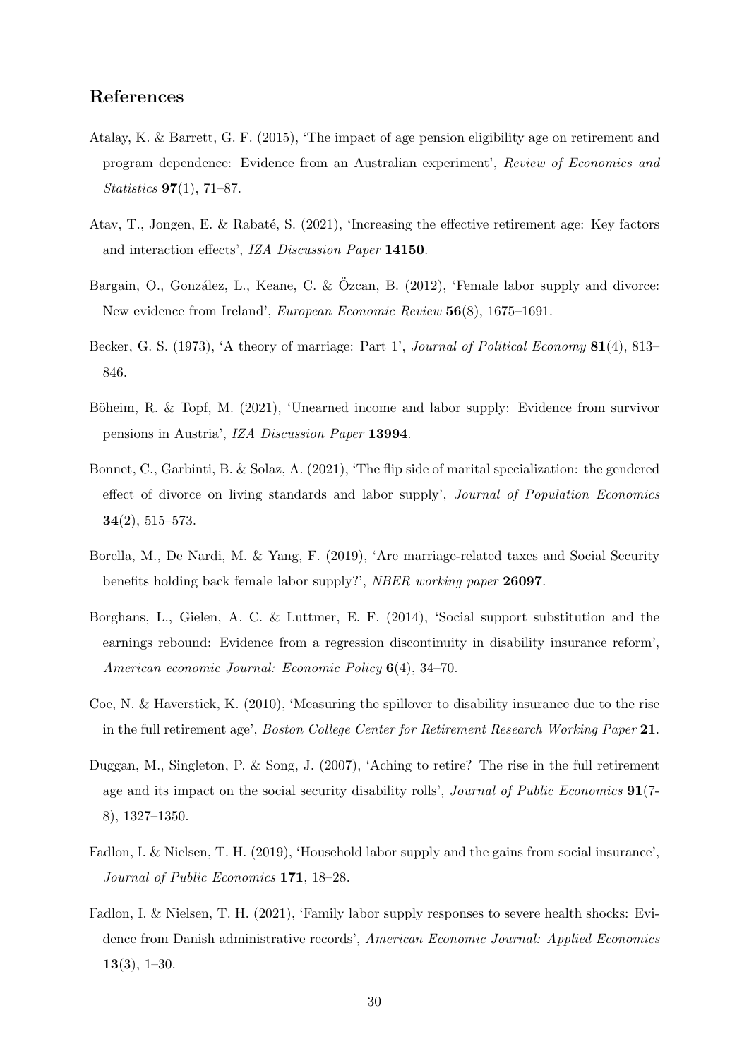## References

Atalay, K. & Barrett, G. F. (2015), 'The impact of age pension eligibility age on retirement and program dependence: Evidence from an Australian experiment', *Review of Economics and Statistics* **97**(1), 71–87.

Atav, T., Jongen, E. & Rabaté, S. (2021), 'Increasing the effective retirement age: Key factors and interaction effects', *IZA Discussion Paper* **14150**.

Bargain, O., González, L., Keane, C. & Özcan, B. (2012), 'Female labor supply and divorce: New evidence from Ireland', *European Economic Review* **56**(8), 1675–1691.

Becker, G. S. (1973), 'A theory of marriage: Part 1', *Journal of Political Economy* **81**(4), 813–846.

Böheim, R. & Topf, M. (2021), 'Unearned income and labor supply: Evidence from survivor pensions in Austria', *IZA Discussion Paper* **13994**.

Bonnet, C., Garbinti, B. & Solaz, A. (2021), 'The flip side of marital specialization: the gendered effect of divorce on living standards and labor supply', *Journal of Population Economics* **34**(2), 515–573.

Borella, M., De Nardi, M. & Yang, F. (2019), 'Are marriage-related taxes and Social Security benefits holding back female labor supply?', *NBER working paper* **26097**.

Borghans, L., Gielen, A. C. & Luttmer, E. F. (2014), 'Social support substitution and the earnings rebound: Evidence from a regression discontinuity in disability insurance reform', *American economic Journal: Economic Policy* **6**(4), 34–70.

Coe, N. & Haverstick, K. (2010), 'Measuring the spillover to disability insurance due to the rise in the full retirement age', *Boston College Center for Retirement Research Working Paper* **21**.

Duggan, M., Singleton, P. & Song, J. (2007), 'Aching to retire? The rise in the full retirement age and its impact on the social security disability rolls', *Journal of Public Economics* **91**(7-8), 1327–1350.

Fadlon, I. & Nielsen, T. H. (2019), 'Household labor supply and the gains from social insurance', *Journal of Public Economics* **171**, 18–28.

Fadlon, I. & Nielsen, T. H. (2021), 'Family labor supply responses to severe health shocks: Evidence from Danish administrative records', *American Economic Journal: Applied Economics* **13**(3), 1–30.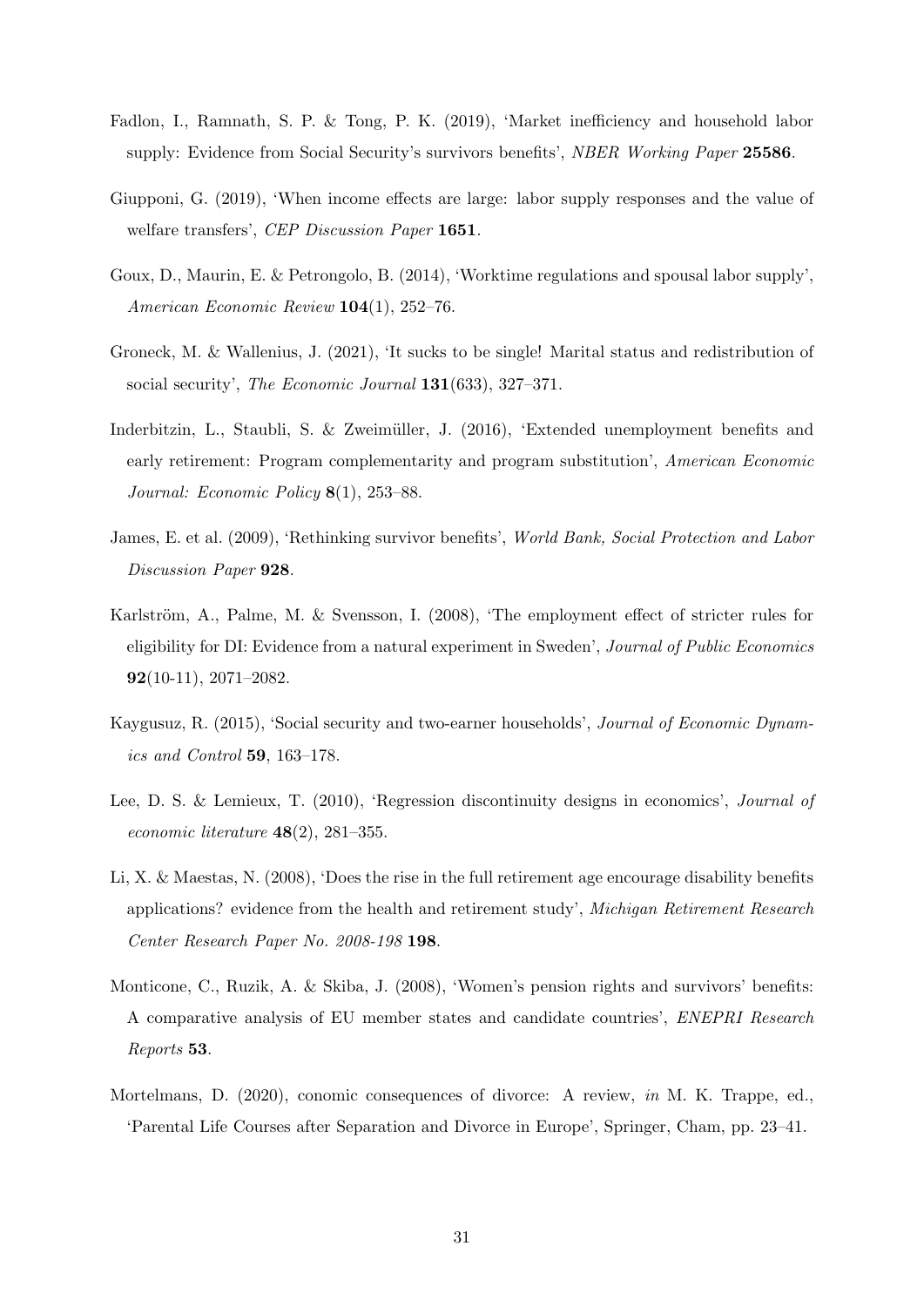Fadlon, I., Ramnath, S. P. & Tong, P. K. (2019), 'Market inefficiency and household labor supply: Evidence from Social Security's survivors benefits', *NBER Working Paper* **25586**.

Giupponi, G. (2019), 'When income effects are large: labor supply responses and the value of welfare transfers', *CEP Discussion Paper* **1651**.

Goux, D., Maurin, E. & Petrongolo, B. (2014), 'Worktime regulations and spousal labor supply', *American Economic Review* **104**(1), 252–76.

Groneck, M. & Wallenius, J. (2021), 'It sucks to be single! Marital status and redistribution of social security', *The Economic Journal* **131**(633), 327–371.

Inderbitzin, L., Staubli, S. & Zweimüller, J. (2016), 'Extended unemployment benefits and early retirement: Program complementarity and program substitution', *American Economic Journal: Economic Policy* **8**(1), 253–88.

James, E. et al. (2009), 'Rethinking survivor benefits', *World Bank, Social Protection and Labor Discussion Paper* **928**.

Karlström, A., Palme, M. & Svensson, I. (2008), 'The employment effect of stricter rules for eligibility for DI: Evidence from a natural experiment in Sweden', *Journal of Public Economics* **92**(10-11), 2071–2082.

Kaygusuz, R. (2015), 'Social security and two-earner households', *Journal of Economic Dynamics and Control* **59**, 163–178.

Lee, D. S. & Lemieux, T. (2010), 'Regression discontinuity designs in economics', *Journal of economic literature* **48**(2), 281–355.

Li, X. & Maestas, N. (2008), 'Does the rise in the full retirement age encourage disability benefits applications? evidence from the health and retirement study', *Michigan Retirement Research Center Research Paper No. 2008-198* **198**.

Monticone, C., Ruzik, A. & Skiba, J. (2008), 'Women's pension rights and survivors' benefits: A comparative analysis of EU member states and candidate countries', *ENEPRI Research Reports* **53**.

Mortelmans, D. (2020), conomic consequences of divorce: A review, *in* M. K. Trappe, ed., 'Parental Life Courses after Separation and Divorce in Europe', Springer, Cham, pp. 23–41.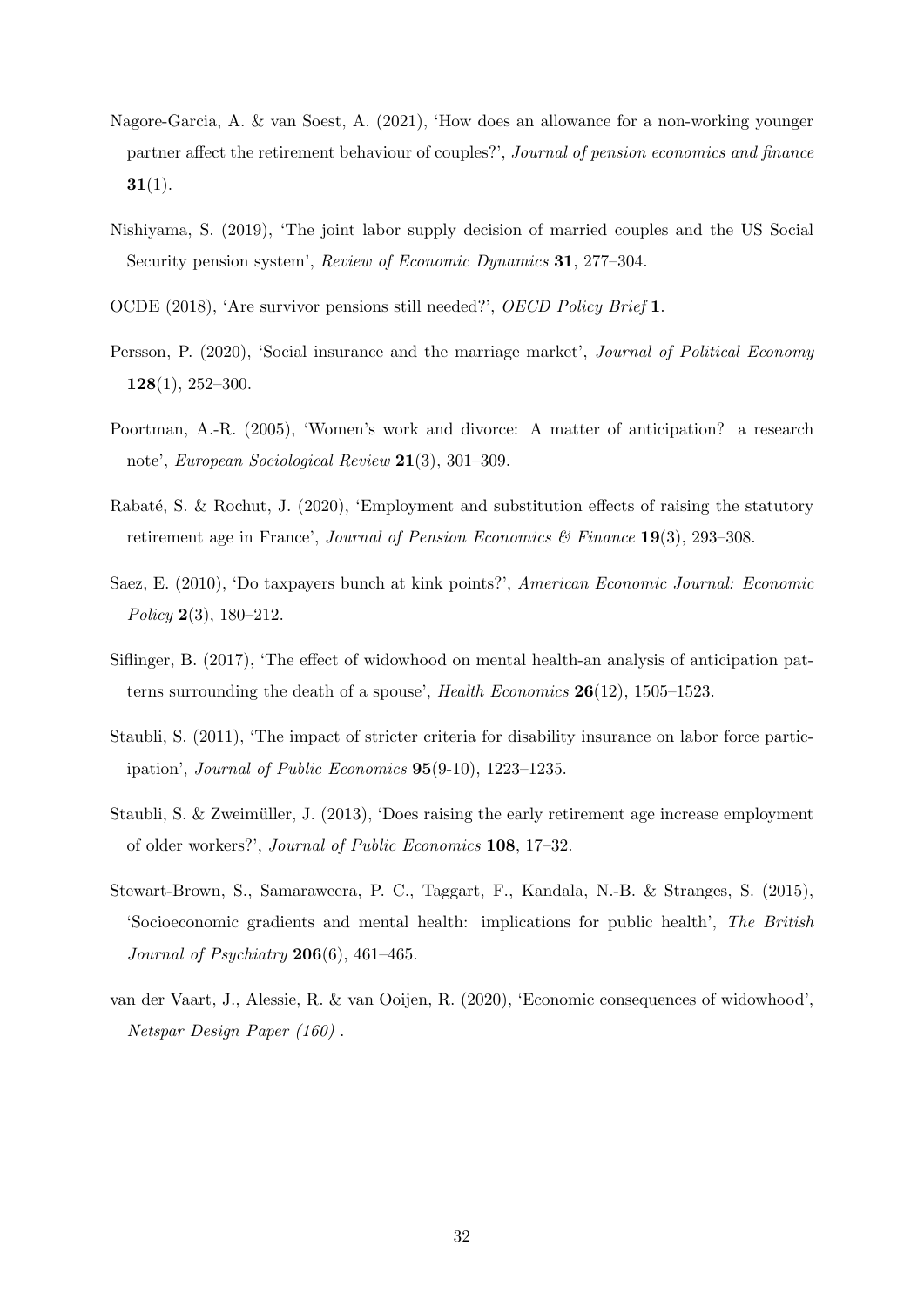Nagore-Garcia, A. & van Soest, A. (2021), 'How does an allowance for a non-working younger partner affect the retirement behaviour of couples?', *Journal of pension economics and finance* **31**(1).

Nishiyama, S. (2019), 'The joint labor supply decision of married couples and the US Social Security pension system', *Review of Economic Dynamics* **31**, 277–304.

OCDE (2018), 'Are survivor pensions still needed?', *OECD Policy Brief* **1**.

Persson, P. (2020), 'Social insurance and the marriage market', *Journal of Political Economy* **128**(1), 252–300.

Poortman, A.-R. (2005), 'Women's work and divorce: A matter of anticipation? a research note', *European Sociological Review* **21**(3), 301–309.

Rabaté, S. & Rochut, J. (2020), 'Employment and substitution effects of raising the statutory retirement age in France', *Journal of Pension Economics & Finance* **19**(3), 293–308.

Saez, E. (2010), 'Do taxpayers bunch at kink points?', *American Economic Journal: Economic Policy* **2**(3), 180–212.

Siflinger, B. (2017), 'The effect of widowhood on mental health-an analysis of anticipation patterns surrounding the death of a spouse', *Health Economics* **26**(12), 1505–1523.

Staubli, S. (2011), 'The impact of stricter criteria for disability insurance on labor force participation', *Journal of Public Economics* **95**(9-10), 1223–1235.

Staubli, S. & Zweimüller, J. (2013), 'Does raising the early retirement age increase employment of older workers?', *Journal of Public Economics* **108**, 17–32.

Stewart-Brown, S., Samaraweera, P. C., Taggart, F., Kandala, N.-B. & Stranges, S. (2015), 'Socioeconomic gradients and mental health: implications for public health', *The British Journal of Psychiatry* **206**(6), 461–465.

van der Vaart, J., Alessie, R. & van Ooijen, R. (2020), 'Economic consequences of widowhood', *Netspar Design Paper (160)* .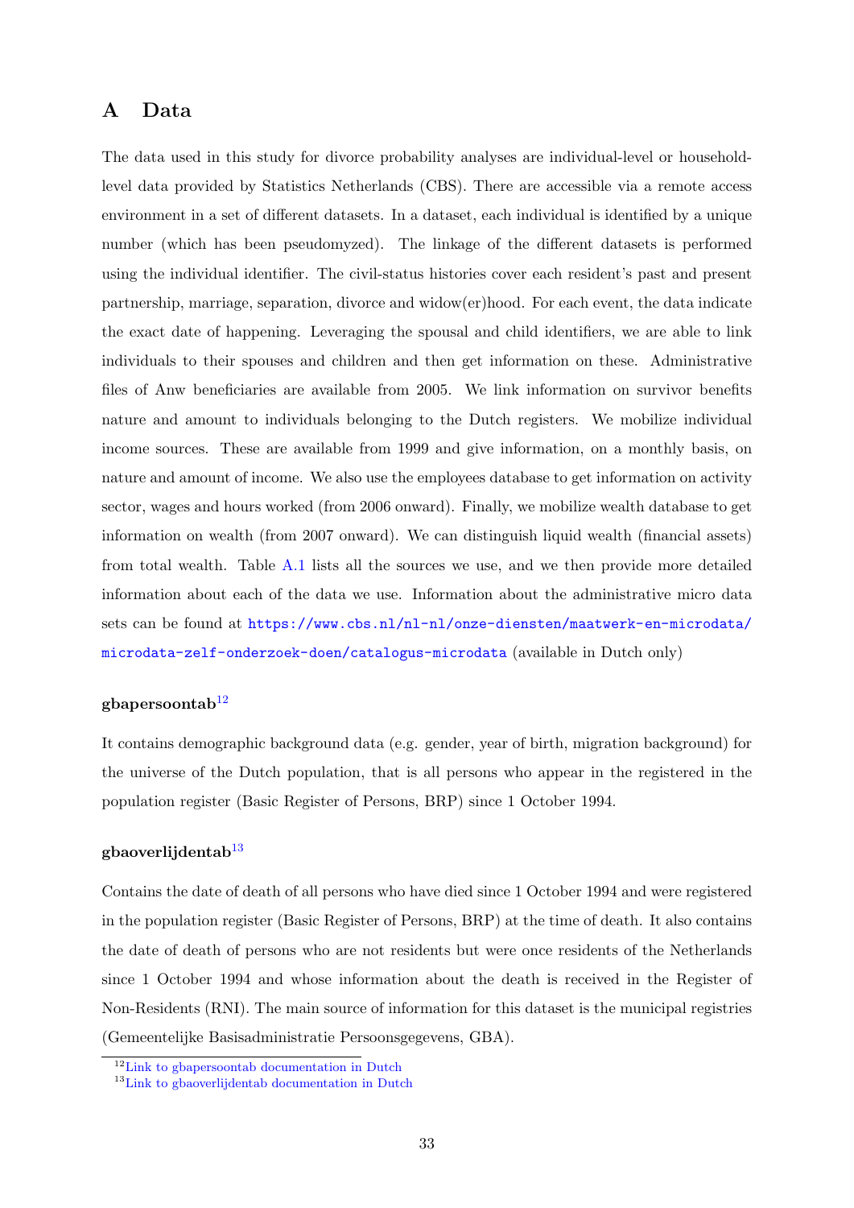# A Data

The data used in this study for divorce probability analyses are individual-level or household-level data provided by Statistics Netherlands (CBS). There are accessible via a remote access environment in a set of different datasets. In a dataset, each individual is identified by a unique number (which has been pseudomyzed). The linkage of the different datasets is performed using the individual identifier. The civil-status histories cover each resident's past and present partnership, marriage, separation, divorce and widow(er)hood. For each event, the data indicate the exact date of happening. Leveraging the spousal and child identifiers, we are able to link individuals to their spouses and children and then get information on these. Administrative files of Anw beneficiaries are available from 2005. We link information on survivor benefits nature and amount to individuals belonging to the Dutch registers. We mobilize individual income sources. These are available from 1999 and give information, on a monthly basis, on nature and amount of income. We also use the employees database to get information on activity sector, wages and hours worked (from 2006 onward). Finally, we mobilize wealth database to get information on wealth (from 2007 onward). We can distinguish liquid wealth (financial assets) from total wealth. Table A.1 lists all the sources we use, and we then provide more detailed information about each of the data we use. Information about the administrative micro data sets can be found at https://www.cbs.nl/nl-nl/onze-diensten/maatwerk-en-microdata/microdata-zelf-onderzoek-doen/catalogus-microdata (available in Dutch only)

### gbapersoontab[12]

It contains demographic background data (e.g. gender, year of birth, migration background) for the universe of the Dutch population, that is all persons who appear in the registered in the population register (Basic Register of Persons, BRP) since 1 October 1994.

### gbaoverlijdentab[13]

Contains the date of death of all persons who have died since 1 October 1994 and were registered in the population register (Basic Register of Persons, BRP) at the time of death. It also contains the date of death of persons who are not residents but were once residents of the Netherlands since 1 October 1994 and whose information about the death is received in the Register of Non-Residents (RNI). The main source of information for this dataset is the municipal registries (Gemeentelijke Basisadministratie Persoonsgegevens, GBA).

[12] Link to gbapersoontab documentation in Dutch

[13] Link to gbaoverlijdentab documentation in Dutch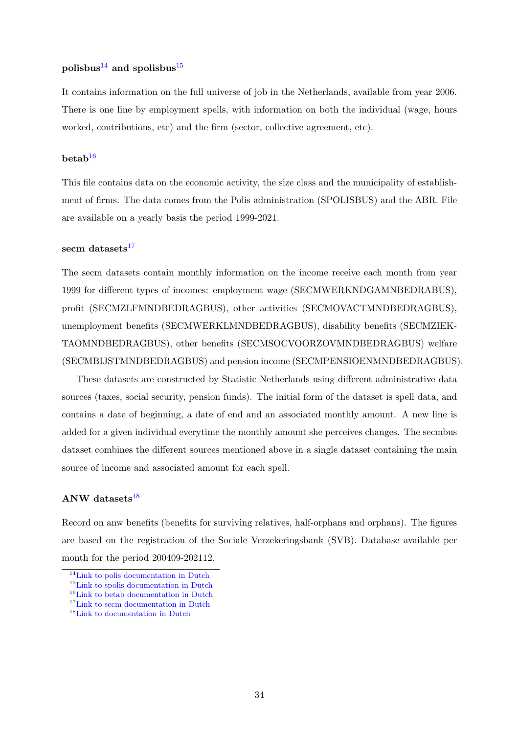### polisbus[14] and spolisbus[15]

It contains information on the full universe of job in the Netherlands, available from year 2006. There is one line by employment spells, with information on both the individual (wage, hours worked, contributions, etc) and the firm (sector, collective agreement, etc).

### betab[16]

This file contains data on the economic activity, the size class and the municipality of establishment of firms. The data comes from the Polis administration (SPOLISBUS) and the ABR. File are available on a yearly basis the period 1999-2021.

### secm datasets[17]

The secm datasets contain monthly information on the income receive each month from year 1999 for different types of incomes: employment wage (SECMWERKNDGAMNBEDRABUS), profit (SECMZLFMNDBEDRAGBUS), other activities (SECMOVACTMNDBEDRAGBUS), unemployment benefits (SECMWERKLMNDBEDRAGBUS), disability benefits (SECMZIEKTAOMNDBEDRAGBUS), other benefits (SECMSOCVOORZOVMNDBEDRAGBUS) welfare (SECMBIJSTMNDBEDRAGBUS) and pension income (SECMPENSIOENMNDBEDRAGBUS).

These datasets are constructed by Statistic Netherlands using different administrative data sources (taxes, social security, pension funds). The initial form of the dataset is spell data, and contains a date of beginning, a date of end and an associated monthly amount. A new line is added for a given individual everytime the monthly amount she perceives changes. The secmbus dataset combines the different sources mentioned above in a single dataset containing the main source of income and associated amount for each spell.

### ANW datasets[18]

Record on anw benefits (benefits for surviving relatives, half-orphans and orphans). The figures are based on the registration of the Sociale Verzekeringsbank (SVB). Database available per month for the period 200409-202112.

[14] Link to polis documentation in Dutch
[15] Link to spolis documentation in Dutch
[16] Link to betab documentation in Dutch
[17] Link to secm documentation in Dutch
[18] Link to documentation in Dutch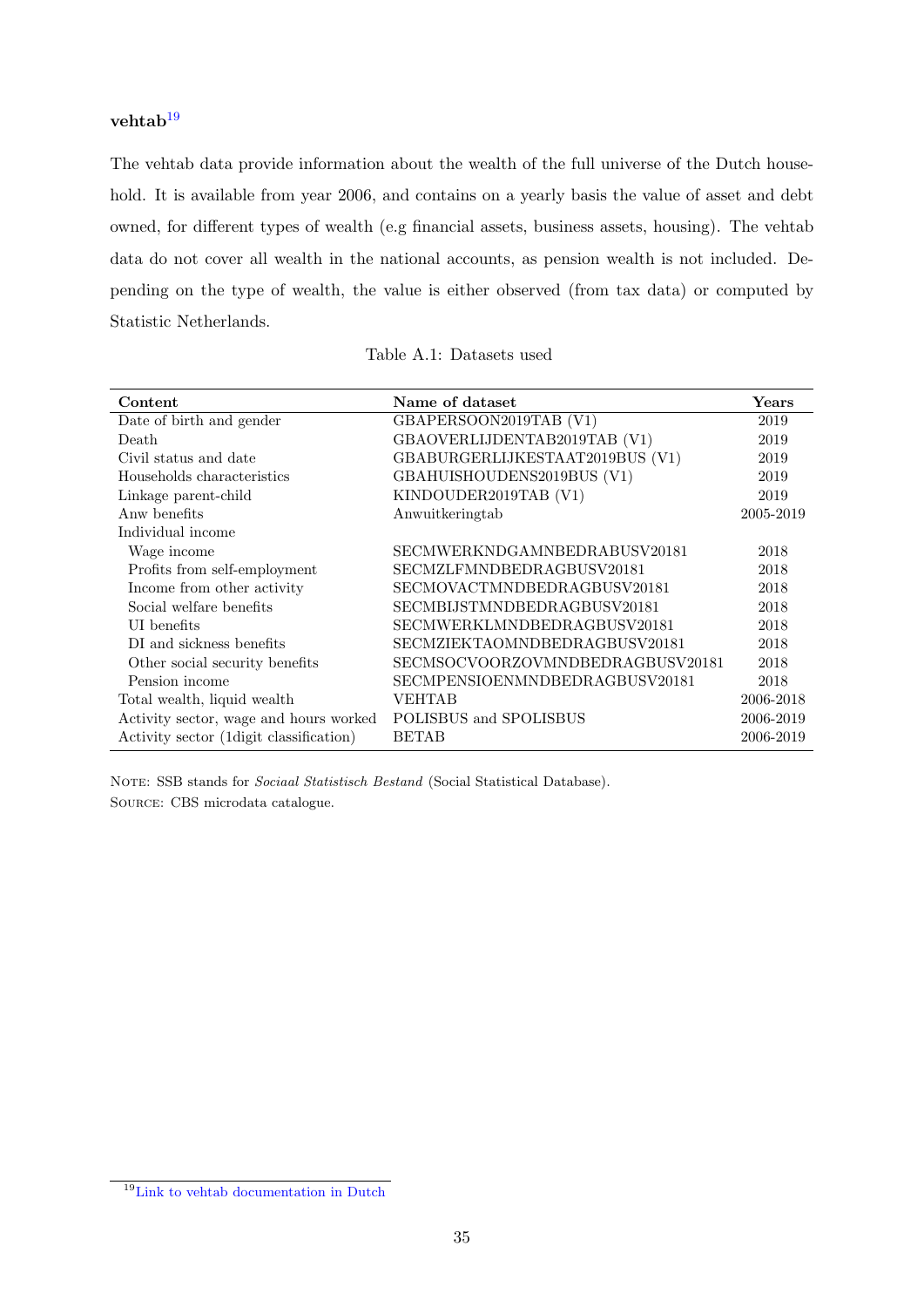**vehtab**[19]

The vehtab data provide information about the wealth of the full universe of the Dutch household. It is available from year 2006, and contains on a yearly basis the value of asset and debt owned, for different types of wealth (e.g financial assets, business assets, housing). The vehtab data do not cover all wealth in the national accounts, as pension wealth is not included. Depending on the type of wealth, the value is either observed (from tax data) or computed by Statistic Netherlands.

Table A.1: Datasets used

| Content | Name of dataset | Years |
|---|---|---|
| Date of birth and gender | GBAPERSOON2019TAB (V1) | 2019 |
| Death | GBAOVERLIJDENTAB2019TAB (V1) | 2019 |
| Civil status and date | GBABURGERLIJKESTAAT2019BUS (V1) | 2019 |
| Households characteristics | GBAHUISHOUDENS2019BUS (V1) | 2019 |
| Linkage parent-child | KINDOUDER2019TAB (V1) | 2019 |
| Anw benefits | Anwuitkeringtab | 2005-2019 |
| Individual income | | |
| Wage income | SECMWERKNDGAMNBEDRABUSV20181 | 2018 |
| Profits from self-employment | SECMZLFMNDBEDRAGBUSV20181 | 2018 |
| Income from other activity | SECMOVACTMNDBEDRAGBUSV20181 | 2018 |
| Social welfare benefits | SECMBIJSTMNDBEDRAGBUSV20181 | 2018 |
| UI benefits | SECMWERKLMNDBEDRAGBUSV20181 | 2018 |
| DI and sickness benefits | SECMZIEKTAOMNDBEDRAGBUSV20181 | 2018 |
| Other social security benefits | SECMSOCVOORZOVMNDBEDRAGBUSV20181 | 2018 |
| Pension income | SECMPENSIOENMNDBEDRAGBUSV20181 | 2018 |
| Total wealth, liquid wealth | VEHTAB | 2006-2018 |
| Activity sector, wage and hours worked | POLISBUS and SPOLISBUS | 2006-2019 |
| Activity sector (1digit classification) | BETAB | 2006-2019 |

Note: SSB stands for *Sociaal Statistisch Bestand* (Social Statistical Database).
Source: CBS microdata catalogue.

[19] Link to vehtab documentation in Dutch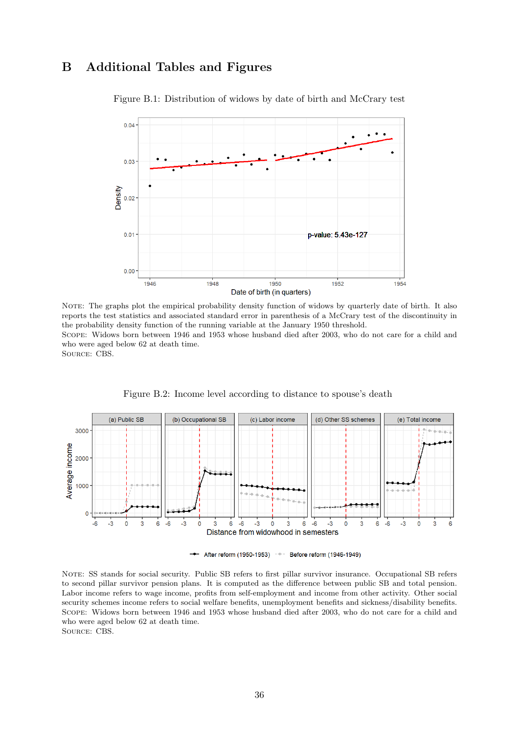# B Additional Tables and Figures

Figure B.1: Distribution of widows by date of birth and McCrary test

NOTE: The graphs plot the empirical probability density function of widows by quarterly date of birth. It also reports the test statistics and associated standard error in parenthesis of a McCrary test of the discontinuity in the probability density function of the running variable at the January 1950 threshold.
SCOPE: Widows born between 1946 and 1953 whose husband died after 2003, who do not care for a child and who were aged below 62 at death time.
SOURCE: CBS.

Figure B.2: Income level according to distance to spouse's death

NOTE: SS stands for social security. Public SB refers to first pillar survivor insurance. Occupational SB refers to second pillar survivor pension plans. It is computed as the difference between public SB and total pension. Labor income refers to wage income, profits from self-employment and income from other activity. Other social security schemes income refers to social welfare benefits, unemployment benefits and sickness/disability benefits.
SCOPE: Widows born between 1946 and 1953 whose husband died after 2003, who do not care for a child and who were aged below 62 at death time.
SOURCE: CBS.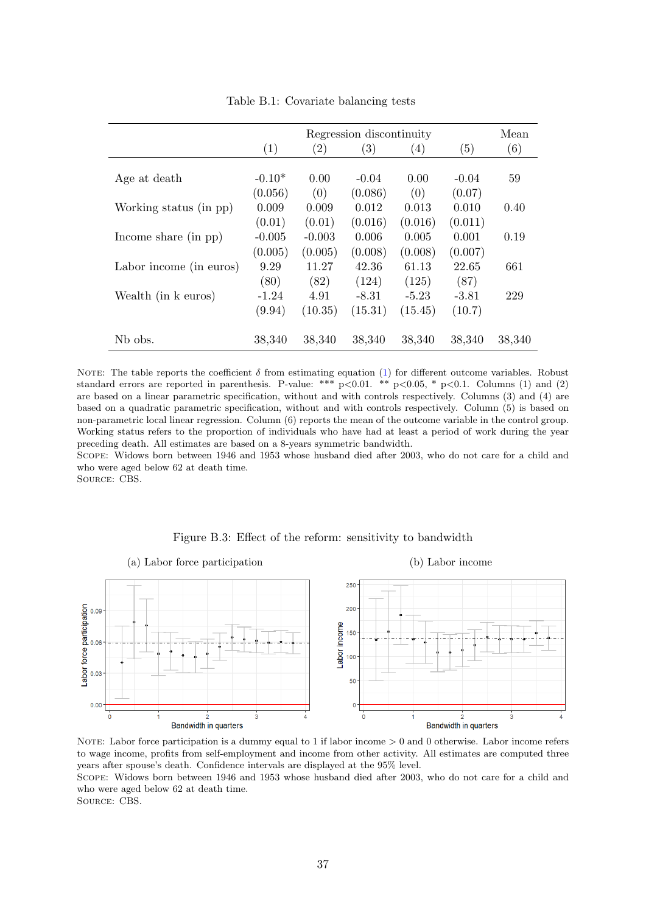Table B.1: Covariate balancing tests

| | Regression discontinuity | | | | | Mean |
|---|---|---|---|---|---|---|
| | (1) | (2) | (3) | (4) | (5) | (6) |
| Age at death | -0.10* | 0.00 | -0.04 | 0.00 | -0.04 | 59 |
| | (0.056) | (0) | (0.086) | (0) | (0.07) | |
| Working status (in pp) | 0.009 | 0.009 | 0.012 | 0.013 | 0.010 | 0.40 |
| | (0.01) | (0.01) | (0.016) | (0.016) | (0.011) | |
| Income share (in pp) | -0.005 | -0.003 | 0.006 | 0.005 | 0.001 | 0.19 |
| | (0.005) | (0.005) | (0.008) | (0.008) | (0.007) | |
| Labor income (in euros) | 9.29 | 11.27 | 42.36 | 61.13 | 22.65 | 661 |
| | (80) | (82) | (124) | (125) | (87) | |
| Wealth (in k euros) | -1.24 | 4.91 | -8.31 | -5.23 | -3.81 | 229 |
| | (9.94) | (10.35) | (15.31) | (15.45) | (10.7) | |
| Nb obs. | 38,340 | 38,340 | 38,340 | 38,340 | 38,340 | 38,340 |

NOTE: The table reports the coefficient $\delta$ from estimating equation (1) for different outcome variables. Robust standard errors are reported in parenthesis. P-value: *** p<0.01. ** p<0.05, * p<0.1. Columns (1) and (2) are based on a linear parametric specification, without and with controls respectively. Columns (3) and (4) are based on a quadratic parametric specification, without and with controls respectively. Column (5) is based on non-parametric local linear regression. Column (6) reports the mean of the outcome variable in the control group. Working status refers to the proportion of individuals who have had at least a period of work during the year preceding death. All estimates are based on a 8-years symmetric bandwidth.
SCOPE: Widows born between 1946 and 1953 whose husband died after 2003, who do not care for a child and who were aged below 62 at death time.
SOURCE: CBS.

Figure B.3: Effect of the reform: sensitivity to bandwidth

(a) Labor force participation

(b) Labor income

NOTE: Labor force participation is a dummy equal to 1 if labor income > 0 and 0 otherwise. Labor income refers to wage income, profits from self-employment and income from other activity. All estimates are computed three years after spouse's death. Confidence intervals are displayed at the 95% level.
SCOPE: Widows born between 1946 and 1953 whose husband died after 2003, who do not care for a child and who were aged below 62 at death time.
SOURCE: CBS.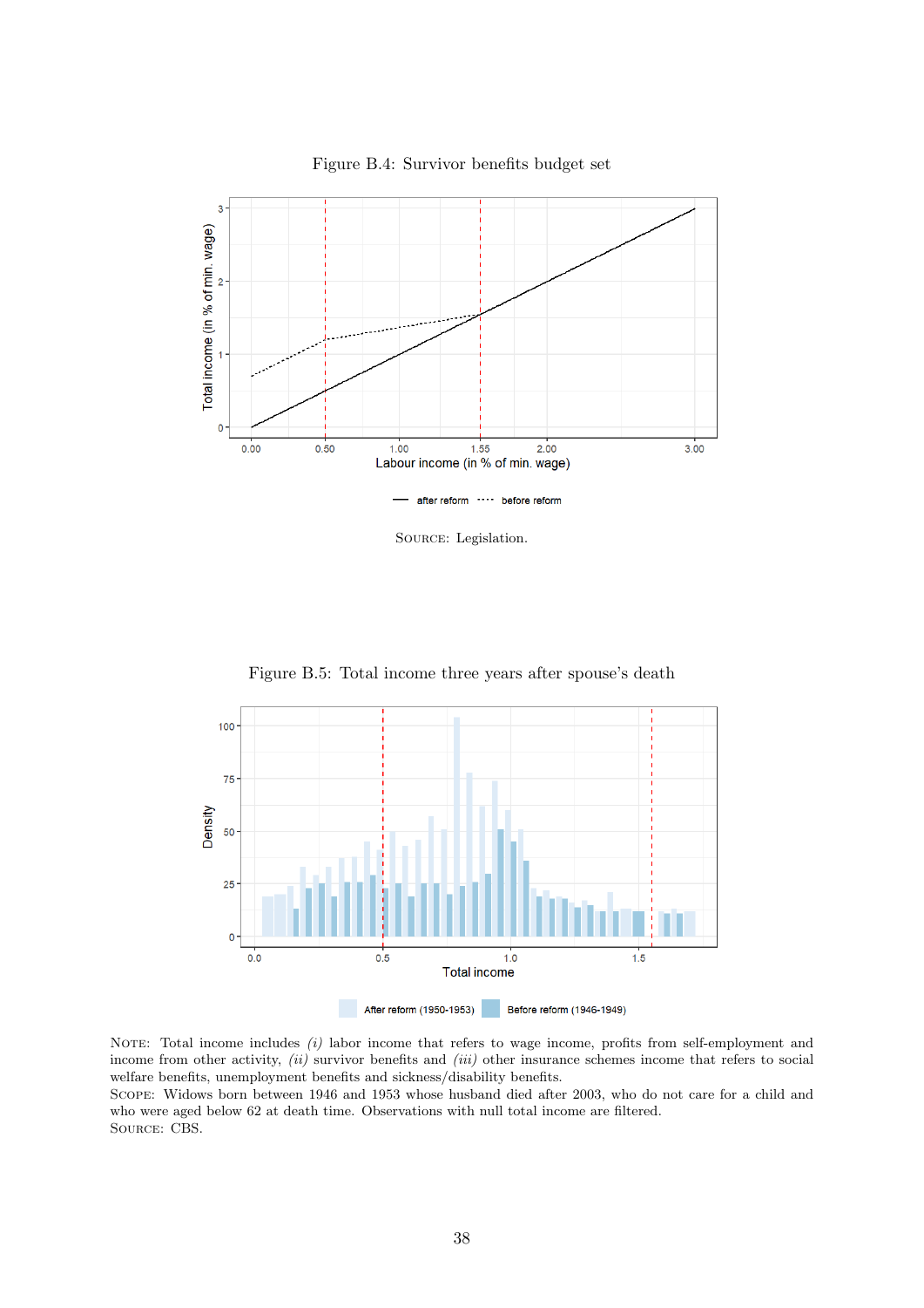Figure B.4: Survivor benefits budget set

SOURCE: Legislation.

Figure B.5: Total income three years after spouse's death

NOTE: Total income includes *(i)* labor income that refers to wage income, profits from self-employment and income from other activity, *(ii)* survivor benefits and *(iii)* other insurance schemes income that refers to social welfare benefits, unemployment benefits and sickness/disability benefits.
SCOPE: Widows born between 1946 and 1953 whose husband died after 2003, who do not care for a child and who were aged below 62 at death time. Observations with null total income are filtered.
SOURCE: CBS.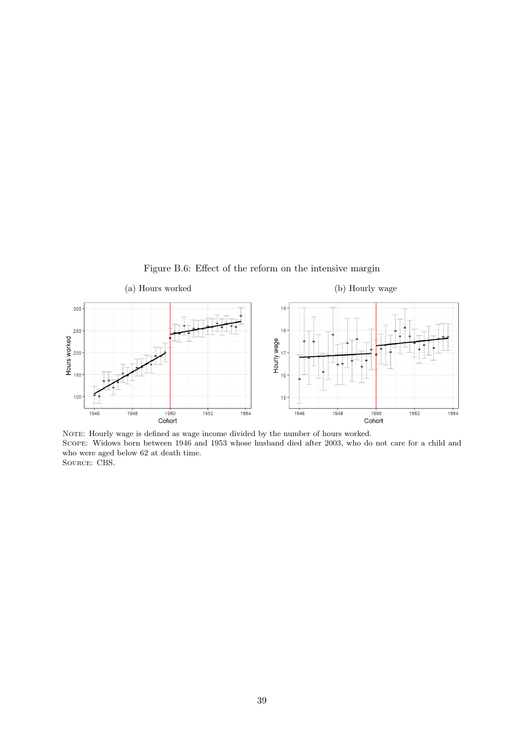Figure B.6: Effect of the reform on the intensive margin

(a) Hours worked

(b) Hourly wage

NOTE: Hourly wage is defined as wage income divided by the number of hours worked.
SCOPE: Widows born between 1946 and 1953 whose husband died after 2003, who do not care for a child and who were aged below 62 at death time.
SOURCE: CBS.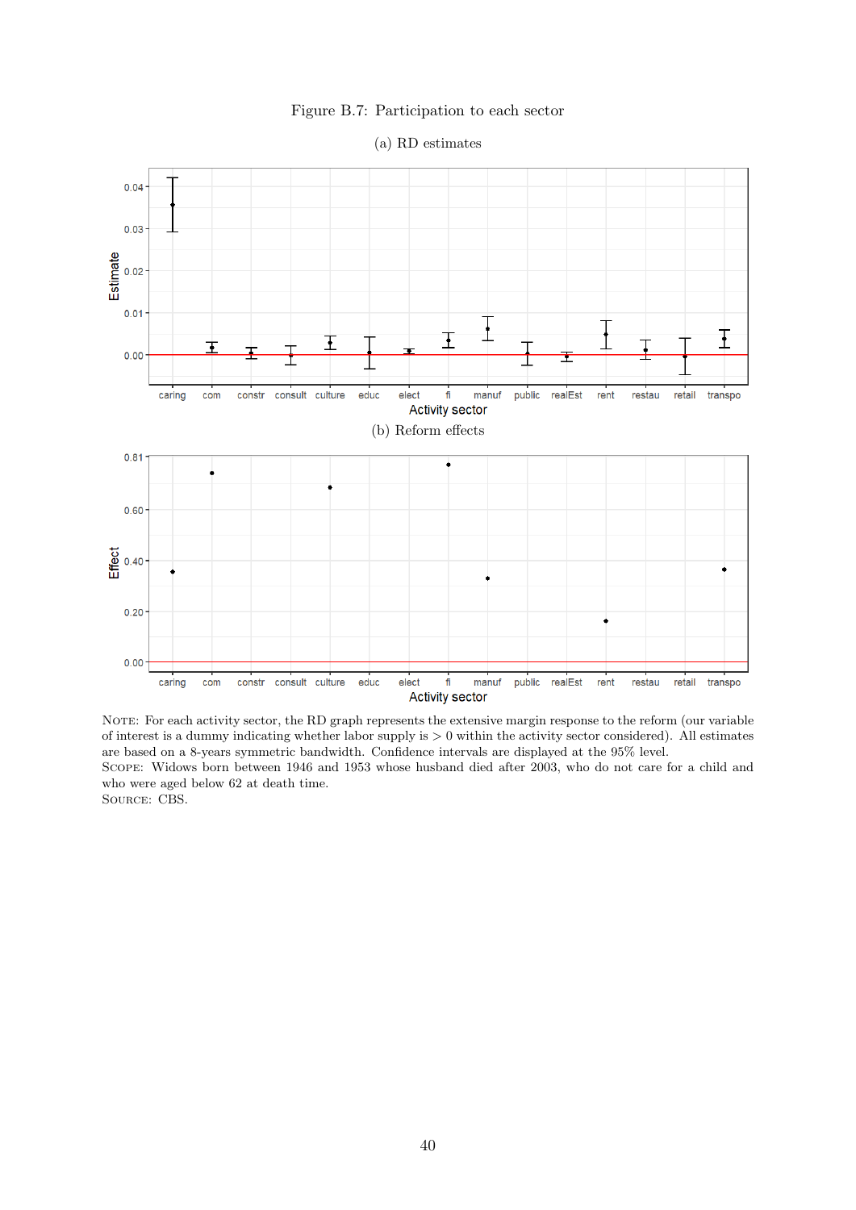Figure B.7: Participation to each sector

(a) RD estimates

(b) Reform effects

NOTE: For each activity sector, the RD graph represents the extensive margin response to the reform (our variable of interest is a dummy indicating whether labor supply is > 0 within the activity sector considered). All estimates are based on a 8-years symmetric bandwidth. Confidence intervals are displayed at the 95% level.
SCOPE: Widows born between 1946 and 1953 whose husband died after 2003, who do not care for a child and who were aged below 62 at death time.
SOURCE: CBS.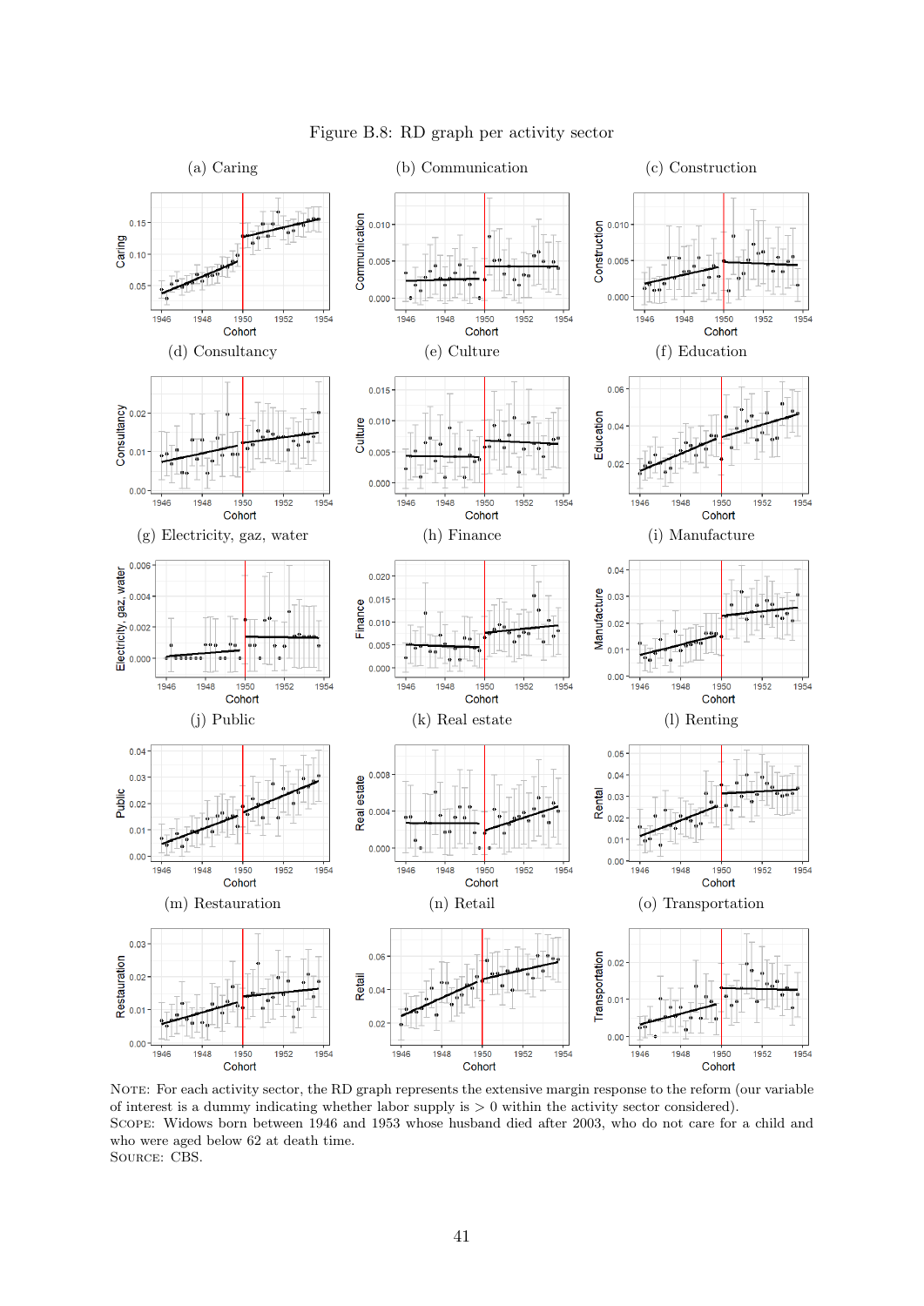Figure B.8: RD graph per activity sector

(a) Caring

(b) Communication

(c) Construction

(d) Consultancy

(e) Culture

(f) Education

(g) Electricity, gaz, water

(h) Finance

(i) Manufacture

(j) Public

(k) Real estate

(l) Renting

(m) Restauration

(n) Retail

(o) Transportation

NOTE: For each activity sector, the RD graph represents the extensive margin response to the reform (our variable of interest is a dummy indicating whether labor supply is > 0 within the activity sector considered).
SCOPE: Widows born between 1946 and 1953 whose husband died after 2003, who do not care for a child and who were aged below 62 at death time.
SOURCE: CBS.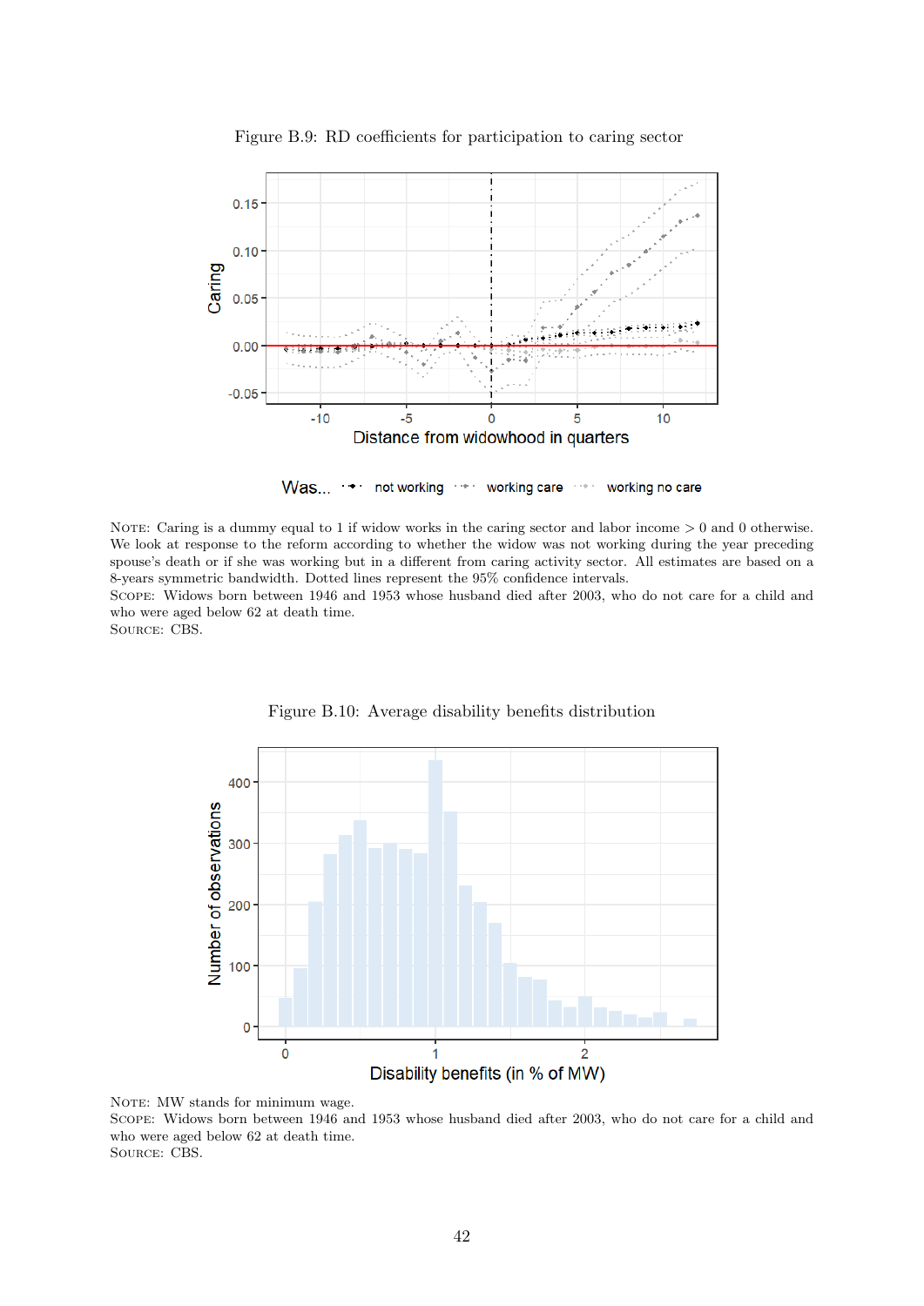Figure B.9: RD coefficients for participation to caring sector

NOTE: Caring is a dummy equal to 1 if widow works in the caring sector and labor income > 0 and 0 otherwise. We look at response to the reform according to whether the widow was not working during the year preceding spouse's death or if she was working but in a different from caring activity sector. All estimates are based on a 8-years symmetric bandwidth. Dotted lines represent the 95% confidence intervals.
SCOPE: Widows born between 1946 and 1953 whose husband died after 2003, who do not care for a child and who were aged below 62 at death time.
SOURCE: CBS.

Figure B.10: Average disability benefits distribution

NOTE: MW stands for minimum wage.
SCOPE: Widows born between 1946 and 1953 whose husband died after 2003, who do not care for a child and who were aged below 62 at death time.
SOURCE: CBS.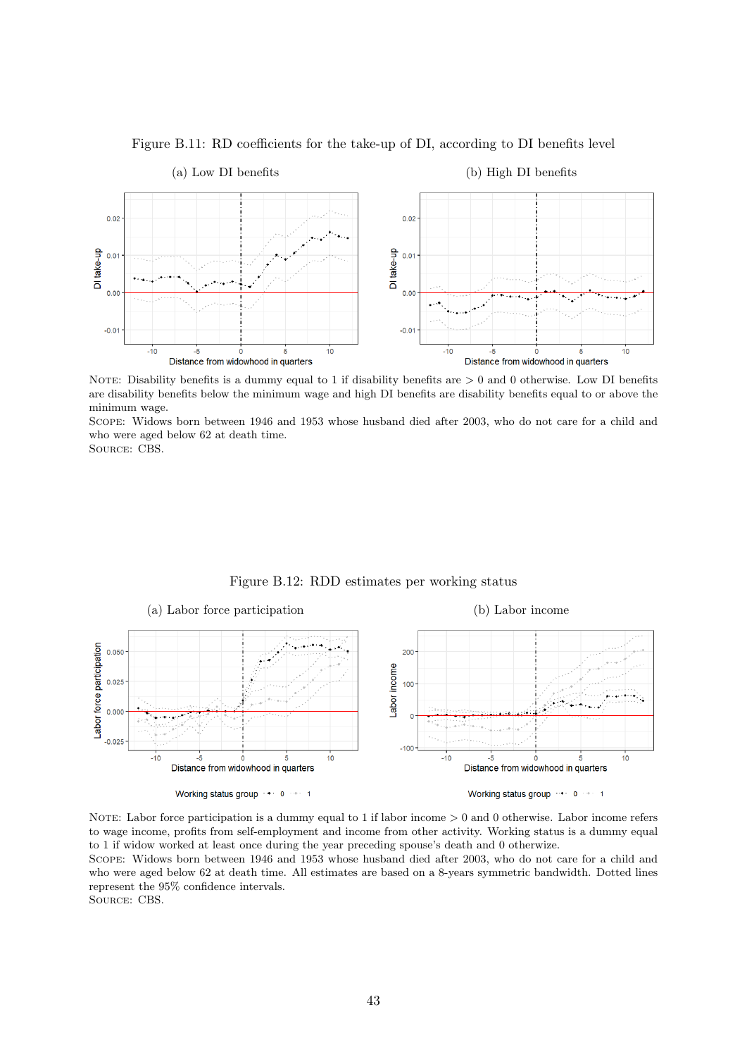Figure B.11: RD coefficients for the take-up of DI, according to DI benefits level

(a) Low DI benefits

(b) High DI benefits

NOTE: Disability benefits is a dummy equal to 1 if disability benefits are > 0 and 0 otherwise. Low DI benefits are disability benefits below the minimum wage and high DI benefits are disability benefits equal to or above the minimum wage.
SCOPE: Widows born between 1946 and 1953 whose husband died after 2003, who do not care for a child and who were aged below 62 at death time.
SOURCE: CBS.

Figure B.12: RDD estimates per working status

(a) Labor force participation

(b) Labor income

NOTE: Labor force participation is a dummy equal to 1 if labor income > 0 and 0 otherwise. Labor income refers to wage income, profits from self-employment and income from other activity. Working status is a dummy equal to 1 if widow worked at least once during the year preceding spouse's death and 0 otherwize.
SCOPE: Widows born between 1946 and 1953 whose husband died after 2003, who do not care for a child and who were aged below 62 at death time. All estimates are based on a 8-years symmetric bandwidth. Dotted lines represent the 95% confidence intervals.
SOURCE: CBS.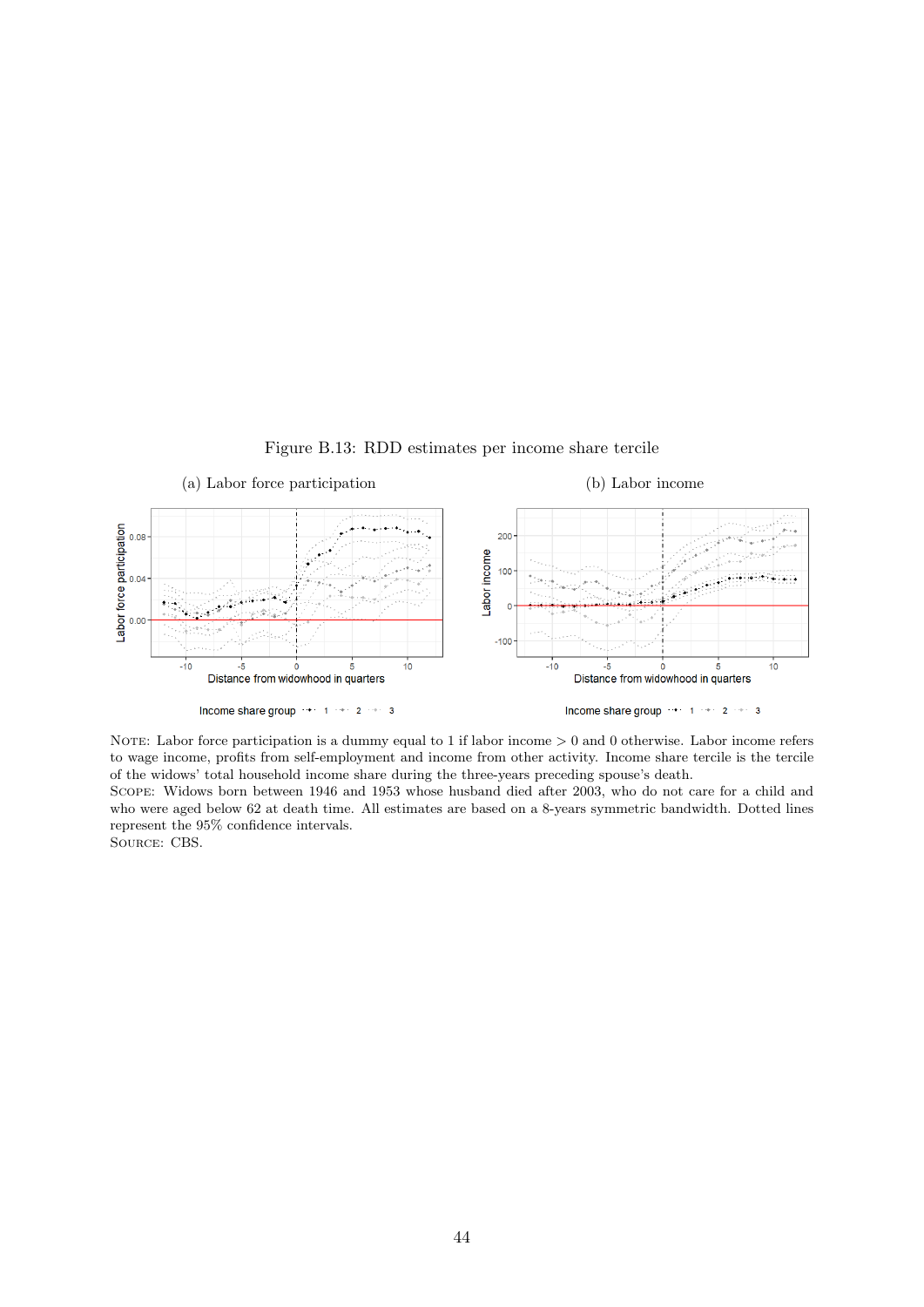Figure B.13: RDD estimates per income share tercile

(a) Labor force participation

(b) Labor income

NOTE: Labor force participation is a dummy equal to 1 if labor income > 0 and 0 otherwise. Labor income refers to wage income, profits from self-employment and income from other activity. Income share tercile is the tercile of the widows' total household income share during the three-years preceding spouse's death.
SCOPE: Widows born between 1946 and 1953 whose husband died after 2003, who do not care for a child and who were aged below 62 at death time. All estimates are based on a 8-years symmetric bandwidth. Dotted lines represent the 95% confidence intervals.
SOURCE: CBS.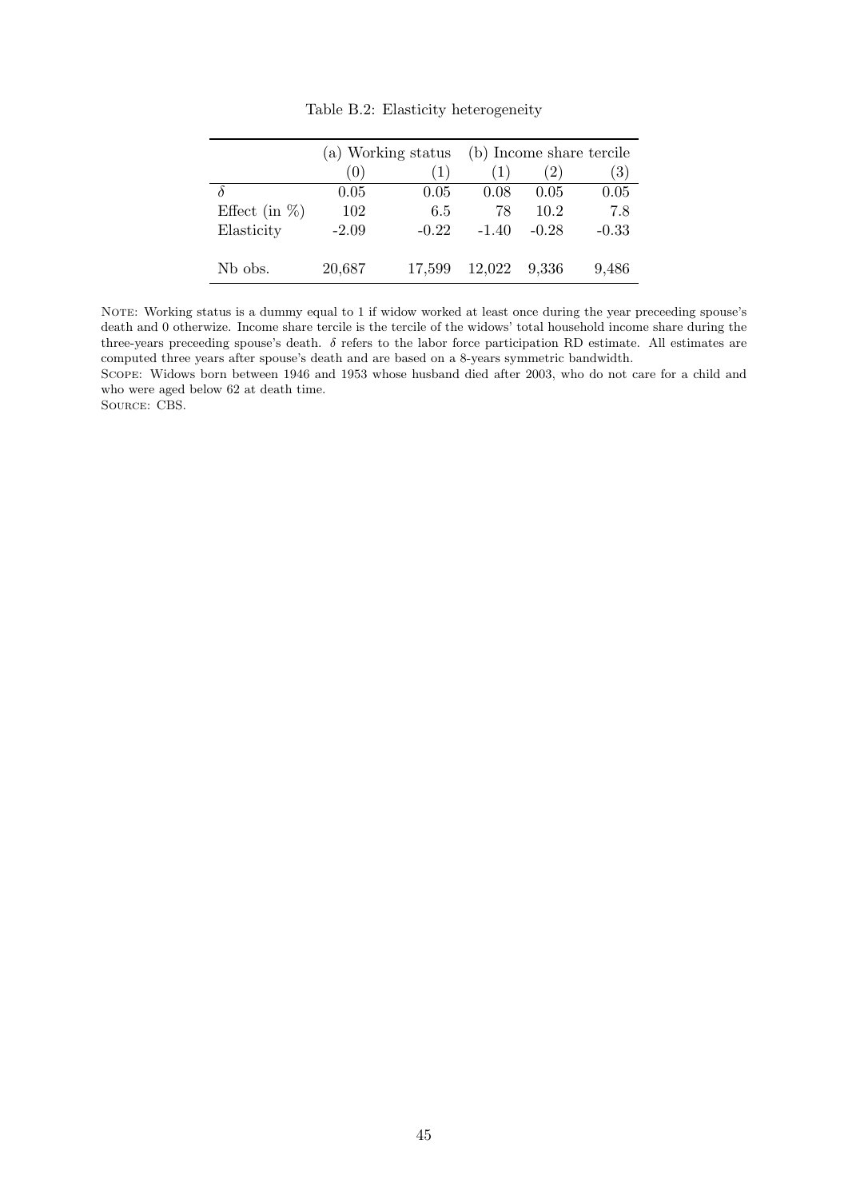Table B.2: Elasticity heterogeneity

| | (a) Working status | | (b) Income share tercile | | |
|---|---|---|---|---|---|
| | (0) | (1) | (1) | (2) | (3) |
| $\delta$ | 0.05 | 0.05 | 0.08 | 0.05 | 0.05 |
| Effect (in %) | 102 | 6.5 | 78 | 10.2 | 7.8 |
| Elasticity | -2.09 | -0.22 | -1.40 | -0.28 | -0.33 |
| Nb obs. | 20,687 | 17,599 | 12,022 | 9,336 | 9,486 |

Note: Working status is a dummy equal to 1 if widow worked at least once during the year preceeding spouse's death and 0 otherwize. Income share tercile is the tercile of the widows' total household income share during the three-years preceeding spouse's death. $\delta$ refers to the labor force participation RD estimate. All estimates are computed three years after spouse's death and are based on a 8-years symmetric bandwidth.

Scope: Widows born between 1946 and 1953 whose husband died after 2003, who do not care for a child and who were aged below 62 at death time.

Source: CBS.